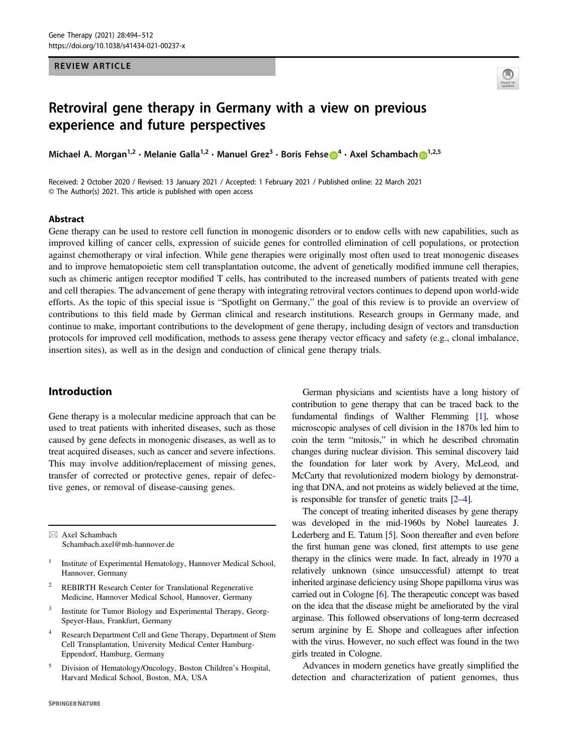REVIEW ARTICLE

# Retroviral gene therapy in Germany with a view on previous experience and future perspectives

Michael A. Morgan[1,2] · Melanie Galla[1,2] · Manuel Grez[3] · Boris Fehse[4] · Axel Schambach[1,2,5]

Received: 2 October 2020 / Revised: 13 January 2021 / Accepted: 1 February 2021 / Published online: 22 March 2021
© The Author(s) 2021. This article is published with open access

## Abstract

Gene therapy can be used to restore cell function in monogenic disorders or to endow cells with new capabilities, such as improved killing of cancer cells, expression of suicide genes for controlled elimination of cell populations, or protection against chemotherapy or viral infection. While gene therapies were originally most often used to treat monogenic diseases and to improve hematopoietic stem cell transplantation outcome, the advent of genetically modified immune cell therapies, such as chimeric antigen receptor modified T cells, has contributed to the increased numbers of patients treated with gene and cell therapies. The advancement of gene therapy with integrating retroviral vectors continues to depend upon world-wide efforts. As the topic of this special issue is "Spotlight on Germany," the goal of this review is to provide an overview of contributions to this field made by German clinical and research institutions. Research groups in Germany made, and continue to make, important contributions to the development of gene therapy, including design of vectors and transduction protocols for improved cell modification, methods to assess gene therapy vector efficacy and safety (e.g., clonal imbalance, insertion sites), as well as in the design and conduction of clinical gene therapy trials.

## Introduction

Gene therapy is a molecular medicine approach that can be used to treat patients with inherited diseases, such as those caused by gene defects in monogenic diseases, as well as to treat acquired diseases, such as cancer and severe infections. This may involve addition/replacement of missing genes, transfer of corrected or protective genes, repair of defective genes, or removal of disease-causing genes.

German physicians and scientists have a long history of contribution to gene therapy that can be traced back to the fundamental findings of Walther Flemming [1], whose microscopic analyses of cell division in the 1870s led him to coin the term "mitosis," in which he described chromatin changes during nuclear division. This seminal discovery laid the foundation for later work by Avery, McLeod, and McCarty that revolutionized modern biology by demonstrating that DNA, and not proteins as widely believed at the time, is responsible for transfer of genetic traits [2–4].

The concept of treating inherited diseases by gene therapy was developed in the mid-1960s by Nobel laureates J. Lederberg and E. Tatum [5]. Soon thereafter and even before the first human gene was cloned, first attempts to use gene therapy in the clinics were made. In fact, already in 1970 a relatively unknown (since unsuccessful) attempt to treat inherited arginase deficiency using Shope papilloma virus was carried out in Cologne [6]. The therapeutic concept was based on the idea that the disease might be ameliorated by the viral arginase. This followed observations of long-term decreased serum arginine by E. Shope and colleagues after infection with the virus. However, no such effect was found in the two girls treated in Cologne.

Advances in modern genetics have greatly simplified the detection and characterization of patient genomes, thus

---

✉ Axel Schambach
Schambach.axel@mh-hannover.de

1. Institute of Experimental Hematology, Hannover Medical School, Hannover, Germany
2. REBIRTH Research Center for Translational Regenerative Medicine, Hannover Medical School, Hannover, Germany
3. Institute for Tumor Biology and Experimental Therapy, Georg-Speyer-Haus, Frankfurt, Germany
4. Research Department Cell and Gene Therapy, Department of Stem Cell Transplantation, University Medical Center Hamburg-Eppendorf, Hamburg, Germany
5. Division of Hematology/Oncology, Boston Children's Hospital, Harvard Medical School, Boston, MA, USA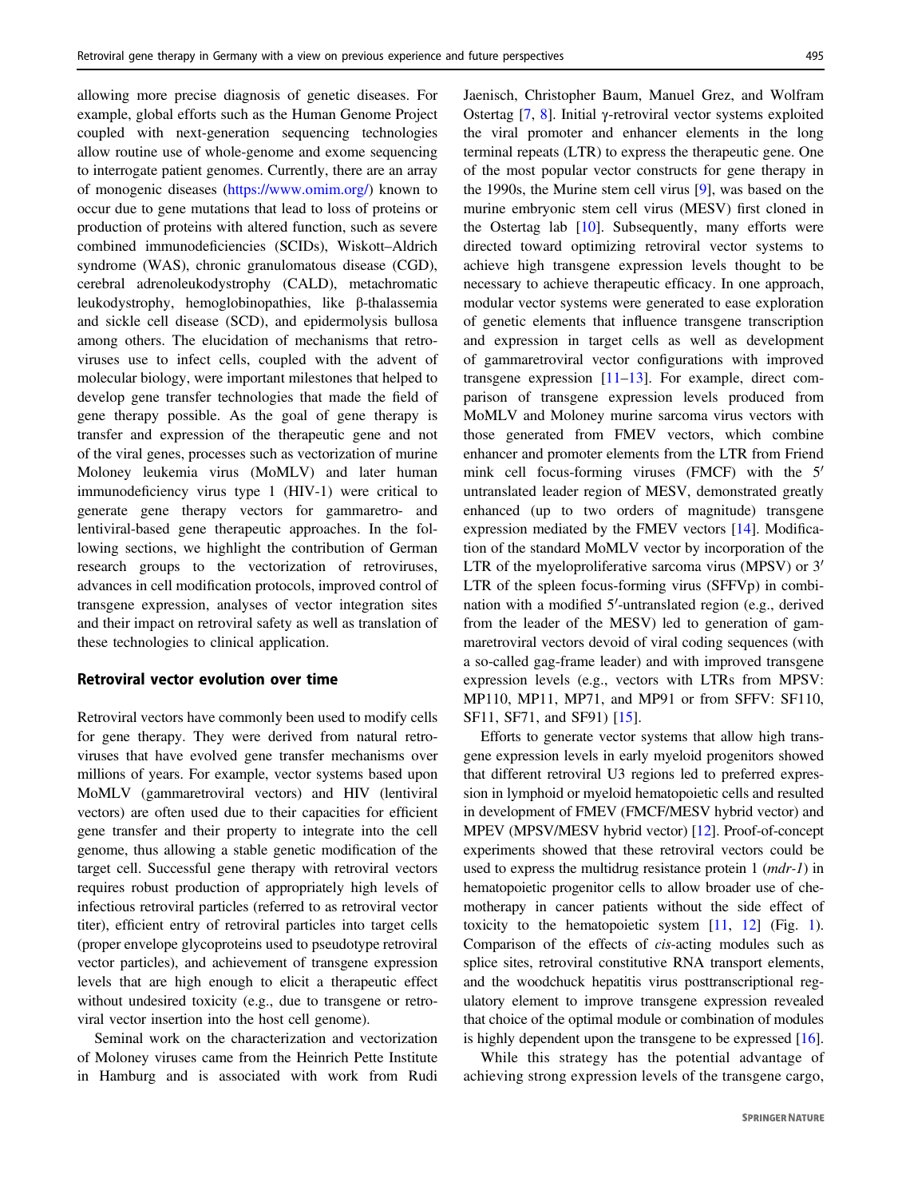allowing more precise diagnosis of genetic diseases. For example, global efforts such as the Human Genome Project coupled with next-generation sequencing technologies allow routine use of whole-genome and exome sequencing to interrogate patient genomes. Currently, there are an array of monogenic diseases (https://www.omim.org/) known to occur due to gene mutations that lead to loss of proteins or production of proteins with altered function, such as severe combined immunodeficiencies (SCIDs), Wiskott–Aldrich syndrome (WAS), chronic granulomatous disease (CGD), cerebral adrenoleukodystrophy (CALD), metachromatic leukodystrophy, hemoglobinopathies, like β-thalassemia and sickle cell disease (SCD), and epidermolysis bullosa among others. The elucidation of mechanisms that retroviruses use to infect cells, coupled with the advent of molecular biology, were important milestones that helped to develop gene transfer technologies that made the field of gene therapy possible. As the goal of gene therapy is transfer and expression of the therapeutic gene and not of the viral genes, processes such as vectorization of murine Moloney leukemia virus (MoMLV) and later human immunodeficiency virus type 1 (HIV-1) were critical to generate gene therapy vectors for gammaretro- and lentiviral-based gene therapeutic approaches. In the following sections, we highlight the contribution of German research groups to the vectorization of retroviruses, advances in cell modification protocols, improved control of transgene expression, analyses of vector integration sites and their impact on retroviral safety as well as translation of these technologies to clinical application.

## Retroviral vector evolution over time

Retroviral vectors have commonly been used to modify cells for gene therapy. They were derived from natural retroviruses that have evolved gene transfer mechanisms over millions of years. For example, vector systems based upon MoMLV (gammaretroviral vectors) and HIV (lentiviral vectors) are often used due to their capacities for efficient gene transfer and their property to integrate into the cell genome, thus allowing a stable genetic modification of the target cell. Successful gene therapy with retroviral vectors requires robust production of appropriately high levels of infectious retroviral particles (referred to as retroviral vector titer), efficient entry of retroviral particles into target cells (proper envelope glycoproteins used to pseudotype retroviral vector particles), and achievement of transgene expression levels that are high enough to elicit a therapeutic effect without undesired toxicity (e.g., due to transgene or retroviral vector insertion into the host cell genome).

Seminal work on the characterization and vectorization of Moloney viruses came from the Heinrich Pette Institute in Hamburg and is associated with work from Rudi Jaenisch, Christopher Baum, Manuel Grez, and Wolfram Ostertag [7, 8]. Initial γ-retroviral vector systems exploited the viral promoter and enhancer elements in the long terminal repeats (LTR) to express the therapeutic gene. One of the most popular vector constructs for gene therapy in the 1990s, the Murine stem cell virus [9], was based on the murine embryonic stem cell virus (MESV) first cloned in the Ostertag lab [10]. Subsequently, many efforts were directed toward optimizing retroviral vector systems to achieve high transgene expression levels thought to be necessary to achieve therapeutic efficacy. In one approach, modular vector systems were generated to ease exploration of genetic elements that influence transgene transcription and expression in target cells as well as development of gammaretroviral vector configurations with improved transgene expression [11–13]. For example, direct comparison of transgene expression levels produced from MoMLV and Moloney murine sarcoma virus vectors with those generated from FMEV vectors, which combine enhancer and promoter elements from the LTR from Friend mink cell focus-forming viruses (FMCF) with the 5′ untranslated leader region of MESV, demonstrated greatly enhanced (up to two orders of magnitude) transgene expression mediated by the FMEV vectors [14]. Modification of the standard MoMLV vector by incorporation of the LTR of the myeloproliferative sarcoma virus (MPSV) or 3′ LTR of the spleen focus-forming virus (SFFVp) in combination with a modified 5′-untranslated region (e.g., derived from the leader of the MESV) led to generation of gammaretroviral vectors devoid of viral coding sequences (with a so-called gag-frame leader) and with improved transgene expression levels (e.g., vectors with LTRs from MPSV: MP110, MP11, MP71, and MP91 or from SFFV: SF110, SF11, SF71, and SF91) [15].

Efforts to generate vector systems that allow high transgene expression levels in early myeloid progenitors showed that different retroviral U3 regions led to preferred expression in lymphoid or myeloid hematopoietic cells and resulted in development of FMEV (FMCF/MESV hybrid vector) and MPEV (MPSV/MESV hybrid vector) [12]. Proof-of-concept experiments showed that these retroviral vectors could be used to express the multidrug resistance protein 1 (*mdr-1*) in hematopoietic progenitor cells to allow broader use of chemotherapy in cancer patients without the side effect of toxicity to the hematopoietic system [11, 12] (Fig. 1). Comparison of the effects of *cis*-acting modules such as splice sites, retroviral constitutive RNA transport elements, and the woodchuck hepatitis virus posttranscriptional regulatory element to improve transgene expression revealed that choice of the optimal module or combination of modules is highly dependent upon the transgene to be expressed [16].

While this strategy has the potential advantage of achieving strong expression levels of the transgene cargo,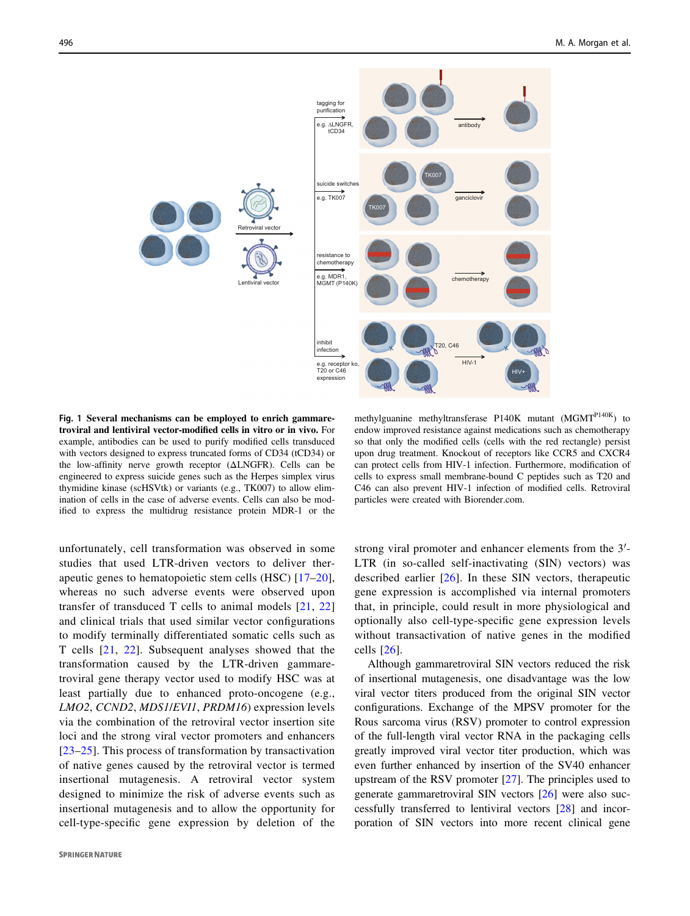**Fig. 1 Several mechanisms can be employed to enrich gammaretroviral and lentiviral vector-modified cells in vitro or in vivo.** For example, antibodies can be used to purify modified cells transduced with vectors designed to express truncated forms of CD34 (tCD34) or the low-affinity nerve growth receptor (ΔLNGFR). Cells can be engineered to express suicide genes such as the Herpes simplex virus thymidine kinase (scHSVtk) or variants (e.g., TK007) to allow elimination of cells in the case of adverse events. Cells can also be modified to express the multidrug resistance protein MDR-1 or the methylguanine methyltransferase P140K mutant ($MGMT^{P140K}$) to endow improved resistance against medications such as chemotherapy so that only the modified cells (cells with the red rectangle) persist upon drug treatment. Knockout of receptors like CCR5 and CXCR4 can protect cells from HIV-1 infection. Furthermore, modification of cells to express small membrane-bound C peptides such as T20 and C46 can also prevent HIV-1 infection of modified cells. Retroviral particles were created with Biorender.com.

unfortunately, cell transformation was observed in some studies that used LTR-driven vectors to deliver therapeutic genes to hematopoietic stem cells (HSC) [17–20], whereas no such adverse events were observed upon transfer of transduced T cells to animal models [21, 22] and clinical trials that used similar vector configurations to modify terminally differentiated somatic cells such as T cells [21, 22]. Subsequent analyses showed that the transformation caused by the LTR-driven gammaretroviral gene therapy vector used to modify HSC was at least partially due to enhanced proto-oncogene (e.g., *LMO2*, *CCND2*, *MDS1/EVI1*, *PRDM16*) expression levels via the combination of the retroviral vector insertion site loci and the strong viral vector promoters and enhancers [23–25]. This process of transformation by transactivation of native genes caused by the retroviral vector is termed insertional mutagenesis. A retroviral vector system designed to minimize the risk of adverse events such as insertional mutagenesis and to allow the opportunity for cell-type-specific gene expression by deletion of the strong viral promoter and enhancer elements from the 3′-LTR (in so-called self-inactivating (SIN) vectors) was described earlier [26]. In these SIN vectors, therapeutic gene expression is accomplished via internal promoters that, in principle, could result in more physiological and optionally also cell-type-specific gene expression levels without transactivation of native genes in the modified cells [26].

Although gammaretroviral SIN vectors reduced the risk of insertional mutagenesis, one disadvantage was the low viral vector titers produced from the original SIN vector configurations. Exchange of the MPSV promoter for the Rous sarcoma virus (RSV) promoter to control expression of the full-length viral vector RNA in the packaging cells greatly improved viral vector titer production, which was even further enhanced by insertion of the SV40 enhancer upstream of the RSV promoter [27]. The principles used to generate gammaretroviral SIN vectors [26] were also successfully transferred to lentiviral vectors [28] and incorporation of SIN vectors into more recent clinical gene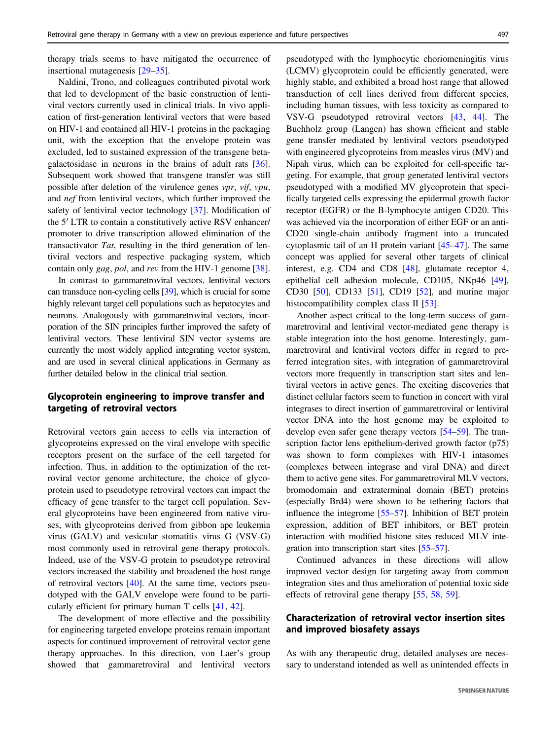therapy trials seems to have mitigated the occurrence of insertional mutagenesis [29–35].

Naldini, Trono, and colleagues contributed pivotal work that led to development of the basic construction of lentiviral vectors currently used in clinical trials. In vivo application of first-generation lentiviral vectors that were based on HIV-1 and contained all HIV-1 proteins in the packaging unit, with the exception that the envelope protein was excluded, led to sustained expression of the transgene beta-galactosidase in neurons in the brains of adult rats [36]. Subsequent work showed that transgene transfer was still possible after deletion of the virulence genes *vpr*, *vif*, *vpu*, and *nef* from lentiviral vectors, which further improved the safety of lentiviral vector technology [37]. Modification of the 5′ LTR to contain a constitutively active RSV enhancer/promoter to drive transcription allowed elimination of the transactivator *Tat*, resulting in the third generation of lentiviral vectors and respective packaging system, which contain only *gag*, *pol*, and *rev* from the HIV-1 genome [38].

In contrast to gammaretroviral vectors, lentiviral vectors can transduce non-cycling cells [39], which is crucial for some highly relevant target cell populations such as hepatocytes and neurons. Analogously with gammaretroviral vectors, incorporation of the SIN principles further improved the safety of lentiviral vectors. These lentiviral SIN vector systems are currently the most widely applied integrating vector system, and are used in several clinical applications in Germany as further detailed below in the clinical trial section.

## Glycoprotein engineering to improve transfer and targeting of retroviral vectors

Retroviral vectors gain access to cells via interaction of glycoproteins expressed on the viral envelope with specific receptors present on the surface of the cell targeted for infection. Thus, in addition to the optimization of the retroviral vector genome architecture, the choice of glycoprotein used to pseudotype retroviral vectors can impact the efficacy of gene transfer to the target cell population. Several glycoproteins have been engineered from native viruses, with glycoproteins derived from gibbon ape leukemia virus (GALV) and vesicular stomatitis virus G (VSV-G) most commonly used in retroviral gene therapy protocols. Indeed, use of the VSV-G protein to pseudotype retroviral vectors increased the stability and broadened the host range of retroviral vectors [40]. At the same time, vectors pseudotyped with the GALV envelope were found to be particularly efficient for primary human T cells [41, 42].

The development of more effective and the possibility for engineering targeted envelope proteins remain important aspects for continued improvement of retroviral vector gene therapy approaches. In this direction, von Laer's group showed that gammaretroviral and lentiviral vectors pseudotyped with the lymphocytic choriomeningitis virus (LCMV) glycoprotein could be efficiently generated, were highly stable, and exhibited a broad host range that allowed transduction of cell lines derived from different species, including human tissues, with less toxicity as compared to VSV-G pseudotyped retroviral vectors [43, 44]. The Buchholz group (Langen) has shown efficient and stable gene transfer mediated by lentiviral vectors pseudotyped with engineered glycoproteins from measles virus (MV) and Nipah virus, which can be exploited for cell-specific targeting. For example, that group generated lentiviral vectors pseudotyped with a modified MV glycoprotein that specifically targeted cells expressing the epidermal growth factor receptor (EGFR) or the B-lymphocyte antigen CD20. This was achieved via the incorporation of either EGF or an anti-CD20 single-chain antibody fragment into a truncated cytoplasmic tail of an H protein variant [45–47]. The same concept was applied for several other targets of clinical interest, e.g. CD4 and CD8 [48], glutamate receptor 4, epithelial cell adhesion molecule, CD105, NKp46 [49], CD30 [50], CD133 [51], CD19 [52], and murine major histocompatibility complex class II [53].

Another aspect critical to the long-term success of gammaretroviral and lentiviral vector-mediated gene therapy is stable integration into the host genome. Interestingly, gammaretroviral and lentiviral vectors differ in regard to preferred integration sites, with integration of gammaretroviral vectors more frequently in transcription start sites and lentiviral vectors in active genes. The exciting discoveries that distinct cellular factors seem to function in concert with viral integrases to direct insertion of gammaretroviral or lentiviral vector DNA into the host genome may be exploited to develop even safer gene therapy vectors [54–59]. The transcription factor lens epithelium-derived growth factor (p75) was shown to form complexes with HIV-1 intasomes (complexes between integrase and viral DNA) and direct them to active gene sites. For gammaretroviral MLV vectors, bromodomain and extraterminal domain (BET) proteins (especially Brd4) were shown to be tethering factors that influence the integrome [55–57]. Inhibition of BET protein expression, addition of BET inhibitors, or BET protein interaction with modified histone sites reduced MLV integration into transcription start sites [55–57].

Continued advances in these directions will allow improved vector design for targeting away from common integration sites and thus amelioration of potential toxic side effects of retroviral gene therapy [55, 58, 59].

## Characterization of retroviral vector insertion sites and improved biosafety assays

As with any therapeutic drug, detailed analyses are necessary to understand intended as well as unintended effects in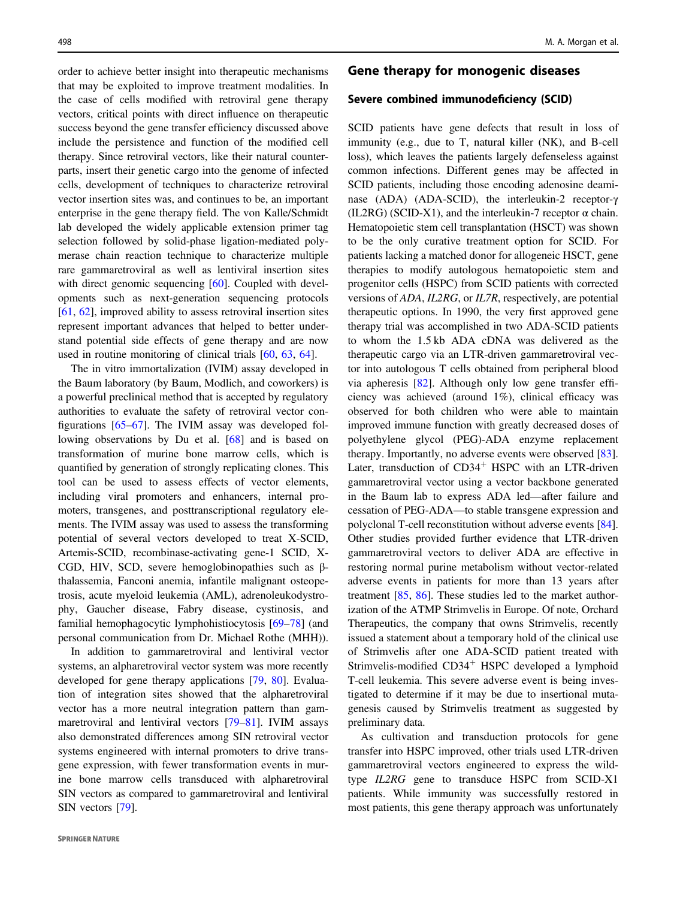order to achieve better insight into therapeutic mechanisms that may be exploited to improve treatment modalities. In the case of cells modified with retroviral gene therapy vectors, critical points with direct influence on therapeutic success beyond the gene transfer efficiency discussed above include the persistence and function of the modified cell therapy. Since retroviral vectors, like their natural counterparts, insert their genetic cargo into the genome of infected cells, development of techniques to characterize retroviral vector insertion sites was, and continues to be, an important enterprise in the gene therapy field. The von Kalle/Schmidt lab developed the widely applicable extension primer tag selection followed by solid-phase ligation-mediated polymerase chain reaction technique to characterize multiple rare gammaretroviral as well as lentiviral insertion sites with direct genomic sequencing [60]. Coupled with developments such as next-generation sequencing protocols [61, 62], improved ability to assess retroviral insertion sites represent important advances that helped to better understand potential side effects of gene therapy and are now used in routine monitoring of clinical trials [60, 63, 64].

The in vitro immortalization (IVIM) assay developed in the Baum laboratory (by Baum, Modlich, and coworkers) is a powerful preclinical method that is accepted by regulatory authorities to evaluate the safety of retroviral vector configurations [65–67]. The IVIM assay was developed following observations by Du et al. [68] and is based on transformation of murine bone marrow cells, which is quantified by generation of strongly replicating clones. This tool can be used to assess effects of vector elements, including viral promoters and enhancers, internal promoters, transgenes, and posttranscriptional regulatory elements. The IVIM assay was used to assess the transforming potential of several vectors developed to treat X-SCID, Artemis-SCID, recombinase-activating gene-1 SCID, X-CGD, HIV, SCD, severe hemoglobinopathies such as β-thalassemia, Fanconi anemia, infantile malignant osteopetrosis, acute myeloid leukemia (AML), adrenoleukodystrophy, Gaucher disease, Fabry disease, cystinosis, and familial hemophagocytic lymphohistiocytosis [69–78] (and personal communication from Dr. Michael Rothe (MHH)).

In addition to gammaretroviral and lentiviral vector systems, an alpharetroviral vector system was more recently developed for gene therapy applications [79, 80]. Evaluation of integration sites showed that the alpharetroviral vector has a more neutral integration pattern than gammaretroviral and lentiviral vectors [79–81]. IVIM assays also demonstrated differences among SIN retroviral vector systems engineered with internal promoters to drive transgene expression, with fewer transformation events in murine bone marrow cells transduced with alpharetroviral SIN vectors as compared to gammaretroviral and lentiviral SIN vectors [79].

## Gene therapy for monogenic diseases

### Severe combined immunodeficiency (SCID)

SCID patients have gene defects that result in loss of immunity (e.g., due to T, natural killer (NK), and B-cell loss), which leaves the patients largely defenseless against common infections. Different genes may be affected in SCID patients, including those encoding adenosine deaminase (ADA) (ADA-SCID), the interleukin-2 receptor-γ (IL2RG) (SCID-X1), and the interleukin-7 receptor α chain. Hematopoietic stem cell transplantation (HSCT) was shown to be the only curative treatment option for SCID. For patients lacking a matched donor for allogeneic HSCT, gene therapies to modify autologous hematopoietic stem and progenitor cells (HSPC) from SCID patients with corrected versions of *ADA*, *IL2RG*, or *IL7R*, respectively, are potential therapeutic options. In 1990, the very first approved gene therapy trial was accomplished in two ADA-SCID patients to whom the 1.5 kb ADA cDNA was delivered as the therapeutic cargo via an LTR-driven gammaretroviral vector into autologous T cells obtained from peripheral blood via apheresis [82]. Although only low gene transfer efficiency was achieved (around 1%), clinical efficacy was observed for both children who were able to maintain improved immune function with greatly decreased doses of polyethylene glycol (PEG)-ADA enzyme replacement therapy. Importantly, no adverse events were observed [83]. Later, transduction of CD34$^{+}$ HSPC with an LTR-driven gammaretroviral vector using a vector backbone generated in the Baum lab to express ADA led—after failure and cessation of PEG-ADA—to stable transgene expression and polyclonal T-cell reconstitution without adverse events [84]. Other studies provided further evidence that LTR-driven gammaretroviral vectors to deliver ADA are effective in restoring normal purine metabolism without vector-related adverse events in patients for more than 13 years after treatment [85, 86]. These studies led to the market authorization of the ATMP Strimvelis in Europe. Of note, Orchard Therapeutics, the company that owns Strimvelis, recently issued a statement about a temporary hold of the clinical use of Strimvelis after one ADA-SCID patient treated with Strimvelis-modified CD34$^{+}$ HSPC developed a lymphoid T-cell leukemia. This severe adverse event is being investigated to determine if it may be due to insertional mutagenesis caused by Strimvelis treatment as suggested by preliminary data.

As cultivation and transduction protocols for gene transfer into HSPC improved, other trials used LTR-driven gammaretroviral vectors engineered to express the wild-type *IL2RG* gene to transduce HSPC from SCID-X1 patients. While immunity was successfully restored in most patients, this gene therapy approach was unfortunately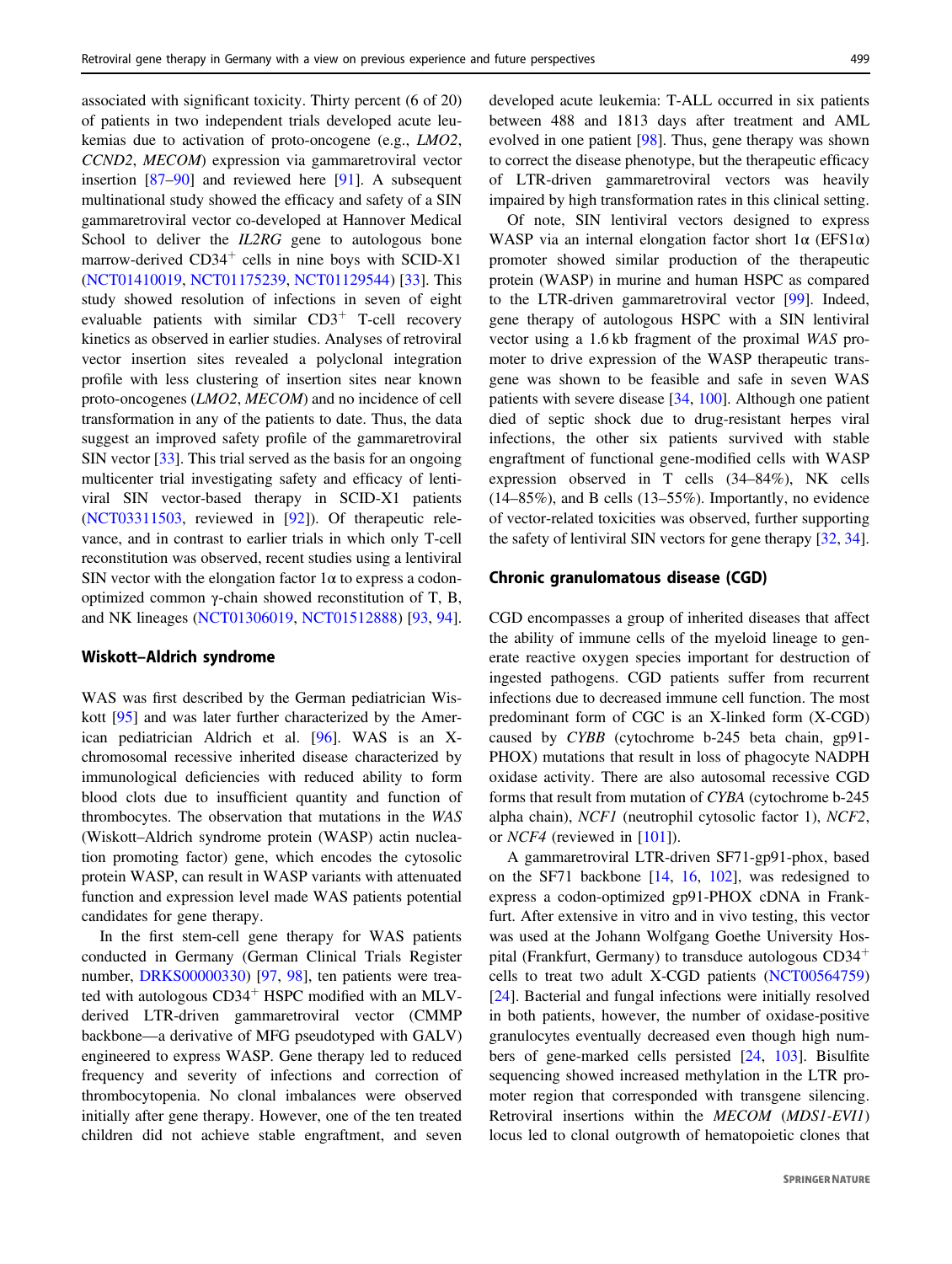associated with significant toxicity. Thirty percent (6 of 20) of patients in two independent trials developed acute leukemias due to activation of proto-oncogene (e.g., *LMO2*, *CCND2*, *MECOM*) expression via gammaretroviral vector insertion [87–90] and reviewed here [91]. A subsequent multinational study showed the efficacy and safety of a SIN gammaretroviral vector co-developed at Hannover Medical School to deliver the *IL2RG* gene to autologous bone marrow-derived $CD34^+$ cells in nine boys with SCID-X1 (NCT01410019, NCT01175239, NCT01129544) [33]. This study showed resolution of infections in seven of eight evaluable patients with similar $CD3^+$ T-cell recovery kinetics as observed in earlier studies. Analyses of retroviral vector insertion sites revealed a polyclonal integration profile with less clustering of insertion sites near known proto-oncogenes (*LMO2*, *MECOM*) and no incidence of cell transformation in any of the patients to date. Thus, the data suggest an improved safety profile of the gammaretroviral SIN vector [33]. This trial served as the basis for an ongoing multicenter trial investigating safety and efficacy of lentiviral SIN vector-based therapy in SCID-X1 patients (NCT03311503, reviewed in [92]). Of therapeutic relevance, and in contrast to earlier trials in which only T-cell reconstitution was observed, recent studies using a lentiviral SIN vector with the elongation factor 1α to express a codon-optimized common γ-chain showed reconstitution of T, B, and NK lineages (NCT01306019, NCT01512888) [93, 94].

## Wiskott–Aldrich syndrome

WAS was first described by the German pediatrician Wiskott [95] and was later further characterized by the American pediatrician Aldrich et al. [96]. WAS is an X-chromosomal recessive inherited disease characterized by immunological deficiencies with reduced ability to form blood clots due to insufficient quantity and function of thrombocytes. The observation that mutations in the *WAS* (Wiskott–Aldrich syndrome protein (WASP) actin nucleation promoting factor) gene, which encodes the cytosolic protein WASP, can result in WASP variants with attenuated function and expression level made WAS patients potential candidates for gene therapy.

In the first stem-cell gene therapy for WAS patients conducted in Germany (German Clinical Trials Register number, DRKS00000330) [97, 98], ten patients were treated with autologous $CD34^+$ HSPC modified with an MLV-derived LTR-driven gammaretroviral vector (CMMP backbone—a derivative of MFG pseudotyped with GALV) engineered to express WASP. Gene therapy led to reduced frequency and severity of infections and correction of thrombocytopenia. No clonal imbalances were observed initially after gene therapy. However, one of the ten treated children did not achieve stable engraftment, and seven developed acute leukemia: T-ALL occurred in six patients between 488 and 1813 days after treatment and AML evolved in one patient [98]. Thus, gene therapy was shown to correct the disease phenotype, but the therapeutic efficacy of LTR-driven gammaretroviral vectors was heavily impaired by high transformation rates in this clinical setting.

Of note, SIN lentiviral vectors designed to express WASP via an internal elongation factor short 1α (EFS1α) promoter showed similar production of the therapeutic protein (WASP) in murine and human HSPC as compared to the LTR-driven gammaretroviral vector [99]. Indeed, gene therapy of autologous HSPC with a SIN lentiviral vector using a 1.6 kb fragment of the proximal *WAS* promoter to drive expression of the WASP therapeutic transgene was shown to be feasible and safe in seven WAS patients with severe disease [34, 100]. Although one patient died of septic shock due to drug-resistant herpes viral infections, the other six patients survived with stable engraftment of functional gene-modified cells with WASP expression observed in T cells (34–84%), NK cells (14–85%), and B cells (15–55%). Importantly, no evidence of vector-related toxicities was observed, further supporting the safety of lentiviral SIN vectors for gene therapy [32, 34].

## Chronic granulomatous disease (CGD)

CGD encompasses a group of inherited diseases that affect the ability of immune cells of the myeloid lineage to generate reactive oxygen species important for destruction of ingested pathogens. CGD patients suffer from recurrent infections due to decreased immune cell function. The most predominant form of CGC is an X-linked form (X-CGD) caused by *CYBB* (cytochrome b-245 beta chain, gp91-PHOX) mutations that result in loss of phagocyte NADPH oxidase activity. There are also autosomal recessive CGD forms that result from mutation of *CYBA* (cytochrome b-245 alpha chain), *NCF1* (neutrophil cytosolic factor 1), *NCF2*, or *NCF4* (reviewed in [101]).

A gammaretroviral LTR-driven SF71-gp91-phox, based on the SF71 backbone [14, 16, 102], was redesigned to express a codon-optimized gp91-PHOX cDNA in Frankfurt. After extensive in vitro and in vivo testing, this vector was used at the Johann Wolfgang Goethe University Hospital (Frankfurt, Germany) to transduce autologous $CD34^+$ cells to treat two adult X-CGD patients (NCT00564759) [24]. Bacterial and fungal infections were initially resolved in both patients, however, the number of oxidase-positive granulocytes eventually decreased even though high numbers of gene-marked cells persisted [24, 103]. Bisulfite sequencing showed increased methylation in the LTR promoter region that corresponded with transgene silencing. Retroviral insertions within the *MECOM* (*MDS1-EVI1*) locus led to clonal outgrowth of hematopoietic clones that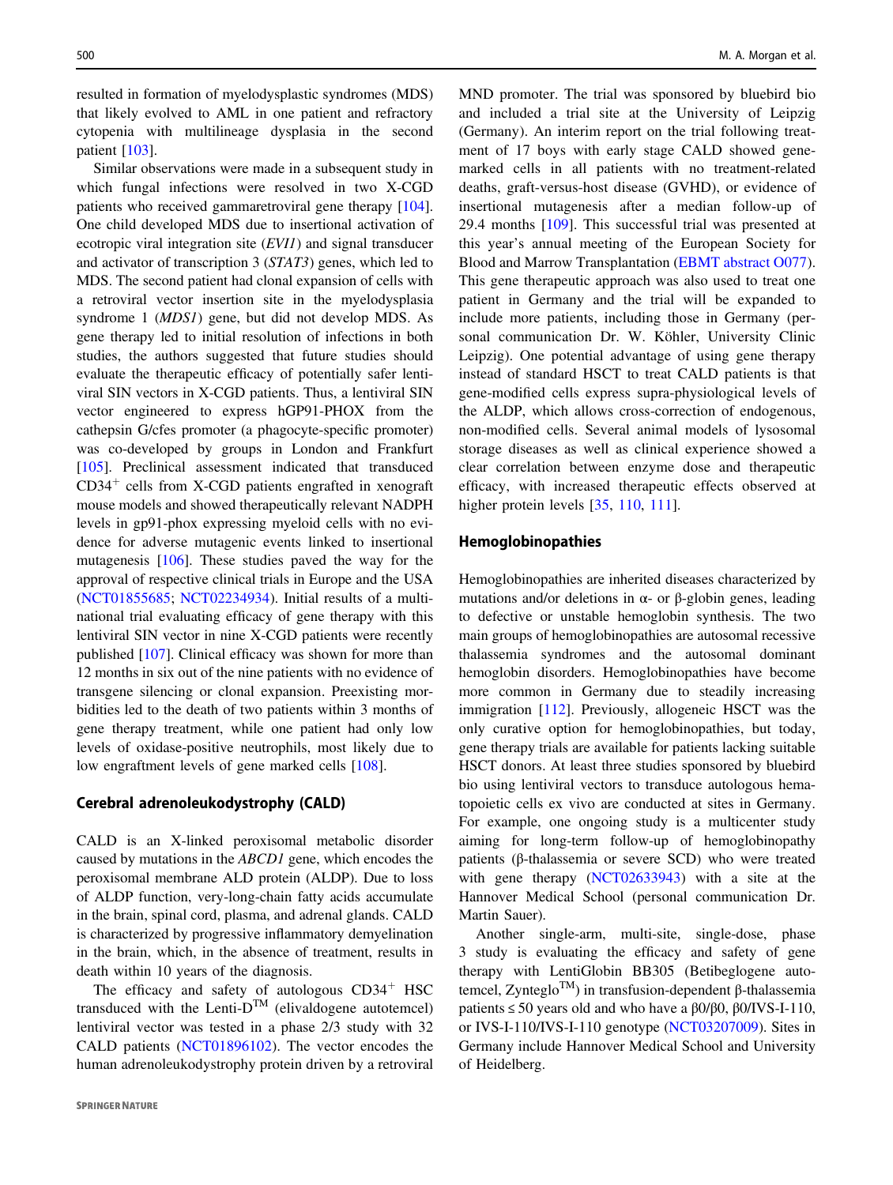resulted in formation of myelodysplastic syndromes (MDS) that likely evolved to AML in one patient and refractory cytopenia with multilineage dysplasia in the second patient [103].

Similar observations were made in a subsequent study in which fungal infections were resolved in two X-CGD patients who received gammaretroviral gene therapy [104]. One child developed MDS due to insertional activation of ecotropic viral integration site (*EVI1*) and signal transducer and activator of transcription 3 (*STAT3*) genes, which led to MDS. The second patient had clonal expansion of cells with a retroviral vector insertion site in the myelodysplasia syndrome 1 (*MDS1*) gene, but did not develop MDS. As gene therapy led to initial resolution of infections in both studies, the authors suggested that future studies should evaluate the therapeutic efficacy of potentially safer lentiviral SIN vectors in X-CGD patients. Thus, a lentiviral SIN vector engineered to express hGP91-PHOX from the cathepsin G/cfes promoter (a phagocyte-specific promoter) was co-developed by groups in London and Frankfurt [105]. Preclinical assessment indicated that transduced $CD34^+$ cells from X-CGD patients engrafted in xenograft mouse models and showed therapeutically relevant NADPH levels in gp91-phox expressing myeloid cells with no evidence for adverse mutagenic events linked to insertional mutagenesis [106]. These studies paved the way for the approval of respective clinical trials in Europe and the USA (NCT01855685; NCT02234934). Initial results of a multinational trial evaluating efficacy of gene therapy with this lentiviral SIN vector in nine X-CGD patients were recently published [107]. Clinical efficacy was shown for more than 12 months in six out of the nine patients with no evidence of transgene silencing or clonal expansion. Preexisting morbidities led to the death of two patients within 3 months of gene therapy treatment, while one patient had only low levels of oxidase-positive neutrophils, most likely due to low engraftment levels of gene marked cells [108].

## Cerebral adrenoleukodystrophy (CALD)

CALD is an X-linked peroxisomal metabolic disorder caused by mutations in the *ABCD1* gene, which encodes the peroxisomal membrane ALD protein (ALDP). Due to loss of ALDP function, very-long-chain fatty acids accumulate in the brain, spinal cord, plasma, and adrenal glands. CALD is characterized by progressive inflammatory demyelination in the brain, which, in the absence of treatment, results in death within 10 years of the diagnosis.

The efficacy and safety of autologous $CD34^+$ HSC transduced with the Lenti-D™ (elivaldogene autotemcel) lentiviral vector was tested in a phase 2/3 study with 32 CALD patients (NCT01896102). The vector encodes the human adrenoleukodystrophy protein driven by a retroviral MND promoter. The trial was sponsored by bluebird bio and included a trial site at the University of Leipzig (Germany). An interim report on the trial following treatment of 17 boys with early stage CALD showed gene-marked cells in all patients with no treatment-related deaths, graft-versus-host disease (GVHD), or evidence of insertional mutagenesis after a median follow-up of 29.4 months [109]. This successful trial was presented at this year's annual meeting of the European Society for Blood and Marrow Transplantation (EBMT abstract O077). This gene therapeutic approach was also used to treat one patient in Germany and the trial will be expanded to include more patients, including those in Germany (personal communication Dr. W. Köhler, University Clinic Leipzig). One potential advantage of using gene therapy instead of standard HSCT to treat CALD patients is that gene-modified cells express supra-physiological levels of the ALDP, which allows cross-correction of endogenous, non-modified cells. Several animal models of lysosomal storage diseases as well as clinical experience showed a clear correlation between enzyme dose and therapeutic efficacy, with increased therapeutic effects observed at higher protein levels [35, 110, 111].

## Hemoglobinopathies

Hemoglobinopathies are inherited diseases characterized by mutations and/or deletions in α- or β-globin genes, leading to defective or unstable hemoglobin synthesis. The two main groups of hemoglobinopathies are autosomal recessive thalassemia syndromes and the autosomal dominant hemoglobin disorders. Hemoglobinopathies have become more common in Germany due to steadily increasing immigration [112]. Previously, allogeneic HSCT was the only curative option for hemoglobinopathies, but today, gene therapy trials are available for patients lacking suitable HSCT donors. At least three studies sponsored by bluebird bio using lentiviral vectors to transduce autologous hematopoietic cells ex vivo are conducted at sites in Germany. For example, one ongoing study is a multicenter study aiming for long-term follow-up of hemoglobinopathy patients (β-thalassemia or severe SCD) who were treated with gene therapy (NCT02633943) with a site at the Hannover Medical School (personal communication Dr. Martin Sauer).

Another single-arm, multi-site, single-dose, phase 3 study is evaluating the efficacy and safety of gene therapy with LentiGlobin BB305 (Betibeglogene autotemcel, Zynteglo™) in transfusion-dependent β-thalassemia patients ≤ 50 years old and who have a β0/β0, β0/IVS-I-110, or IVS-I-110/IVS-I-110 genotype (NCT03207009). Sites in Germany include Hannover Medical School and University of Heidelberg.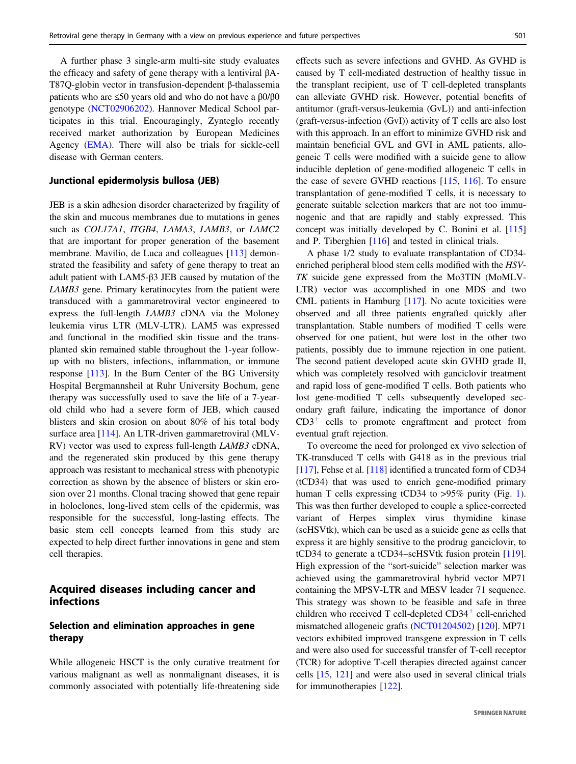A further phase 3 single-arm multi-site study evaluates the efficacy and safety of gene therapy with a lentiviral βA-T87Q-globin vector in transfusion-dependent β-thalassemia patients who are ≤50 years old and who do not have a β0/β0 genotype (NCT02906202). Hannover Medical School participates in this trial. Encouragingly, Zynteglo recently received market authorization by European Medicines Agency (EMA). There will also be trials for sickle-cell disease with German centers.

### Junctional epidermolysis bullosa (JEB)

JEB is a skin adhesion disorder characterized by fragility of the skin and mucous membranes due to mutations in genes such as *COL17A1*, *ITGB4*, *LAMA3*, *LAMB3*, or *LAMC2* that are important for proper generation of the basement membrane. Mavilio, de Luca and colleagues [113] demonstrated the feasibility and safety of gene therapy to treat an adult patient with LAM5-β3 JEB caused by mutation of the *LAMB3* gene. Primary keratinocytes from the patient were transduced with a gammaretroviral vector engineered to express the full-length *LAMB3* cDNA via the Moloney leukemia virus LTR (MLV-LTR). LAM5 was expressed and functional in the modified skin tissue and the transplanted skin remained stable throughout the 1-year follow-up with no blisters, infections, inflammation, or immune response [113]. In the Burn Center of the BG University Hospital Bergmannsheil at Ruhr University Bochum, gene therapy was successfully used to save the life of a 7-year-old child who had a severe form of JEB, which caused blisters and skin erosion on about 80% of his total body surface area [114]. An LTR-driven gammaretroviral (MLV-RV) vector was used to express full-length *LAMB3* cDNA, and the regenerated skin produced by this gene therapy approach was resistant to mechanical stress with phenotypic correction as shown by the absence of blisters or skin erosion over 21 months. Clonal tracing showed that gene repair in holoclones, long-lived stem cells of the epidermis, was responsible for the successful, long-lasting effects. The basic stem cell concepts learned from this study are expected to help direct further innovations in gene and stem cell therapies.

## Acquired diseases including cancer and infections

### Selection and elimination approaches in gene therapy

While allogeneic HSCT is the only curative treatment for various malignant as well as nonmalignant diseases, it is commonly associated with potentially life-threatening side effects such as severe infections and GVHD. As GVHD is caused by T cell-mediated destruction of healthy tissue in the transplant recipient, use of T cell-depleted transplants can alleviate GVHD risk. However, potential benefits of antitumor (graft-versus-leukemia (GvL)) and anti-infection (graft-versus-infection (GvI)) activity of T cells are also lost with this approach. In an effort to minimize GVHD risk and maintain beneficial GVL and GVI in AML patients, allogeneic T cells were modified with a suicide gene to allow inducible depletion of gene-modified allogeneic T cells in the case of severe GVHD reactions [115, 116]. To ensure transplantation of gene-modified T cells, it is necessary to generate suitable selection markers that are not too immunogenic and that are rapidly and stably expressed. This concept was initially developed by C. Bonini et al. [115] and P. Tiberghien [116] and tested in clinical trials.

A phase 1/2 study to evaluate transplantation of CD34-enriched peripheral blood stem cells modified with the *HSV-TK* suicide gene expressed from the Mo3TIN (MoMLV-LTR) vector was accomplished in one MDS and two CML patients in Hamburg [117]. No acute toxicities were observed and all three patients engrafted quickly after transplantation. Stable numbers of modified T cells were observed for one patient, but were lost in the other two patients, possibly due to immune rejection in one patient. The second patient developed acute skin GVHD grade II, which was completely resolved with ganciclovir treatment and rapid loss of gene-modified T cells. Both patients who lost gene-modified T cells subsequently developed secondary graft failure, indicating the importance of donor $CD3^{+}$ cells to promote engraftment and protect from eventual graft rejection.

To overcome the need for prolonged ex vivo selection of TK-transduced T cells with G418 as in the previous trial [117], Fehse et al. [118] identified a truncated form of CD34 (tCD34) that was used to enrich gene-modified primary human T cells expressing tCD34 to >95% purity (Fig. 1). This was then further developed to couple a splice-corrected variant of Herpes simplex virus thymidine kinase (scHSVtk), which can be used as a suicide gene as cells that express it are highly sensitive to the prodrug ganciclovir, to tCD34 to generate a tCD34–scHSVtk fusion protein [119]. High expression of the "sort-suicide" selection marker was achieved using the gammaretroviral hybrid vector MP71 containing the MPSV-LTR and MESV leader 71 sequence. This strategy was shown to be feasible and safe in three children who received T cell-depleted $CD34^{+}$ cell-enriched mismatched allogeneic grafts (NCT01204502) [120]. MP71 vectors exhibited improved transgene expression in T cells and were also used for successful transfer of T-cell receptor (TCR) for adoptive T-cell therapies directed against cancer cells [15, 121] and were also used in several clinical trials for immunotherapies [122].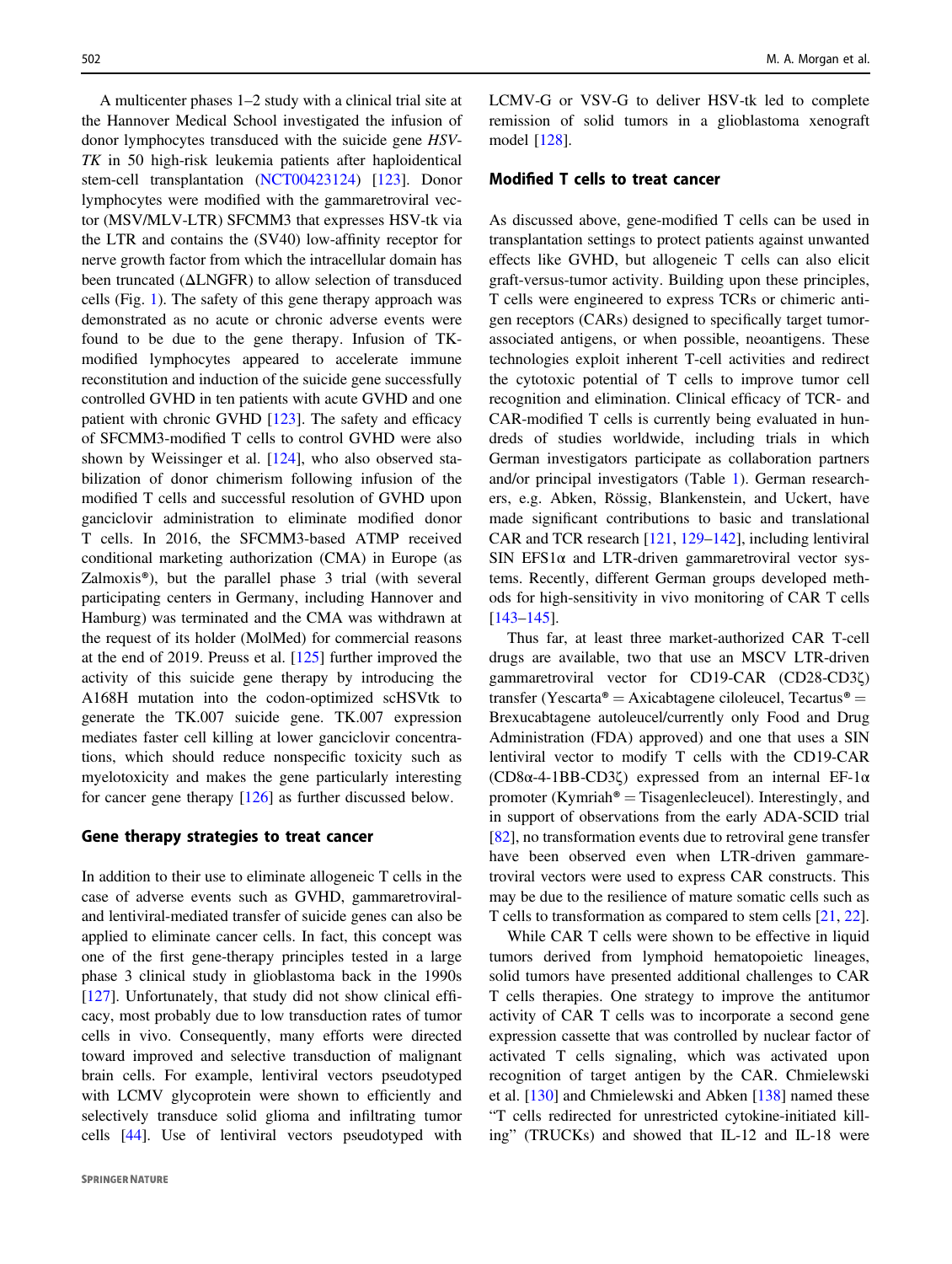A multicenter phases 1–2 study with a clinical trial site at the Hannover Medical School investigated the infusion of donor lymphocytes transduced with the suicide gene *HSV-TK* in 50 high-risk leukemia patients after haploidentical stem-cell transplantation (NCT00423124) [123]. Donor lymphocytes were modified with the gammaretroviral vector (MSV/MLV-LTR) SFCMM3 that expresses HSV-tk via the LTR and contains the (SV40) low-affinity receptor for nerve growth factor from which the intracellular domain has been truncated (ΔLNGFR) to allow selection of transduced cells (Fig. 1). The safety of this gene therapy approach was demonstrated as no acute or chronic adverse events were found to be due to the gene therapy. Infusion of TK-modified lymphocytes appeared to accelerate immune reconstitution and induction of the suicide gene successfully controlled GVHD in ten patients with acute GVHD and one patient with chronic GVHD [123]. The safety and efficacy of SFCMM3-modified T cells to control GVHD were also shown by Weissinger et al. [124], who also observed stabilization of donor chimerism following infusion of the modified T cells and successful resolution of GVHD upon ganciclovir administration to eliminate modified donor T cells. In 2016, the SFCMM3-based ATMP received conditional marketing authorization (CMA) in Europe (as Zalmoxis®), but the parallel phase 3 trial (with several participating centers in Germany, including Hannover and Hamburg) was terminated and the CMA was withdrawn at the request of its holder (MolMed) for commercial reasons at the end of 2019. Preuss et al. [125] further improved the activity of this suicide gene therapy by introducing the A168H mutation into the codon-optimized scHSVtk to generate the TK.007 suicide gene. TK.007 expression mediates faster cell killing at lower ganciclovir concentrations, which should reduce nonspecific toxicity such as myelotoxicity and makes the gene particularly interesting for cancer gene therapy [126] as further discussed below.

## Gene therapy strategies to treat cancer

In addition to their use to eliminate allogeneic T cells in the case of adverse events such as GVHD, gammaretroviral- and lentiviral-mediated transfer of suicide genes can also be applied to eliminate cancer cells. In fact, this concept was one of the first gene-therapy principles tested in a large phase 3 clinical study in glioblastoma back in the 1990s [127]. Unfortunately, that study did not show clinical efficacy, most probably due to low transduction rates of tumor cells in vivo. Consequently, many efforts were directed toward improved and selective transduction of malignant brain cells. For example, lentiviral vectors pseudotyped with LCMV glycoprotein were shown to efficiently and selectively transduce solid glioma and infiltrating tumor cells [44]. Use of lentiviral vectors pseudotyped with LCMV-G or VSV-G to deliver HSV-tk led to complete remission of solid tumors in a glioblastoma xenograft model [128].

## Modified T cells to treat cancer

As discussed above, gene-modified T cells can be used in transplantation settings to protect patients against unwanted effects like GVHD, but allogeneic T cells can also elicit graft-versus-tumor activity. Building upon these principles, T cells were engineered to express TCRs or chimeric antigen receptors (CARs) designed to specifically target tumor-associated antigens, or when possible, neoantigens. These technologies exploit inherent T-cell activities and redirect the cytotoxic potential of T cells to improve tumor cell recognition and elimination. Clinical efficacy of TCR- and CAR-modified T cells is currently being evaluated in hundreds of studies worldwide, including trials in which German investigators participate as collaboration partners and/or principal investigators (Table 1). German researchers, e.g. Abken, Rössig, Blankenstein, and Uckert, have made significant contributions to basic and translational CAR and TCR research [121, 129–142], including lentiviral SIN EFS1α and LTR-driven gammaretroviral vector systems. Recently, different German groups developed methods for high-sensitivity in vivo monitoring of CAR T cells [143–145].

Thus far, at least three market-authorized CAR T-cell drugs are available, two that use an MSCV LTR-driven gammaretroviral vector for CD19-CAR (CD28-CD3ζ) transfer (Yescarta® = Axicabtagene ciloleucel, Tecartus® = Brexucabtagene autoleucel/currently only Food and Drug Administration (FDA) approved) and one that uses a SIN lentiviral vector to modify T cells with the CD19-CAR (CD8α-4-1BB-CD3ζ) expressed from an internal EF-1α promoter (Kymriah® = Tisagenlecleucel). Interestingly, and in support of observations from the early ADA-SCID trial [82], no transformation events due to retroviral gene transfer have been observed even when LTR-driven gammaretroviral vectors were used to express CAR constructs. This may be due to the resilience of mature somatic cells such as T cells to transformation as compared to stem cells [21, 22].

While CAR T cells were shown to be effective in liquid tumors derived from lymphoid hematopoietic lineages, solid tumors have presented additional challenges to CAR T cells therapies. One strategy to improve the antitumor activity of CAR T cells was to incorporate a second gene expression cassette that was controlled by nuclear factor of activated T cells signaling, which was activated upon recognition of target antigen by the CAR. Chmielewski et al. [130] and Chmielewski and Abken [138] named these "T cells redirected for unrestricted cytokine-initiated killing" (TRUCKs) and showed that IL-12 and IL-18 were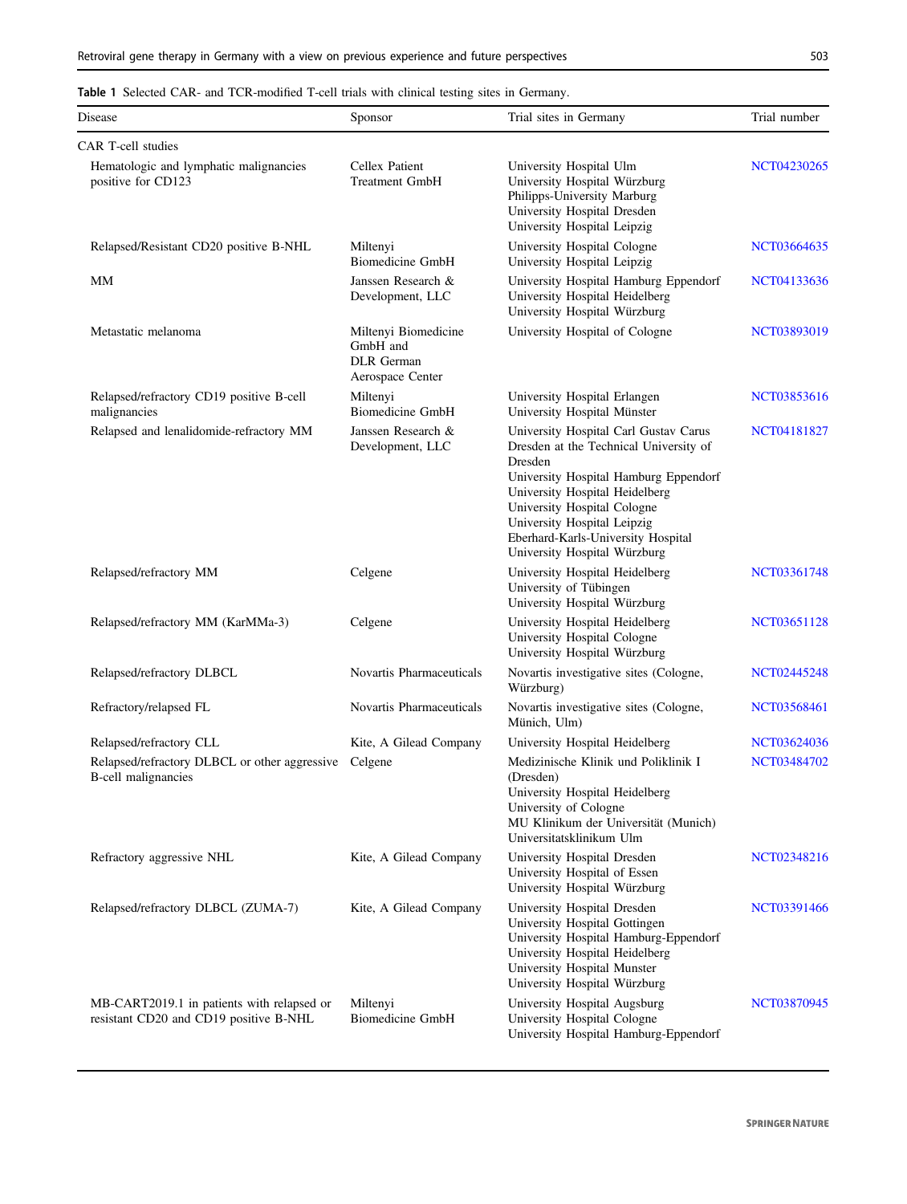**Table 1** Selected CAR- and TCR-modified T-cell trials with clinical testing sites in Germany.

| Disease | Sponsor | Trial sites in Germany | Trial number |
|---|---|---|---|
| CAR T-cell studies | | | |
| Hematologic and lymphatic malignancies positive for CD123 | Cellex Patient Treatment GmbH | University Hospital Ulm<br>University Hospital Würzburg<br>Philipps-University Marburg<br>University Hospital Dresden<br>University Hospital Leipzig | NCT04230265 |
| Relapsed/Resistant CD20 positive B-NHL | Miltenyi Biomedicine GmbH | University Hospital Cologne<br>University Hospital Leipzig | NCT03664635 |
| MM | Janssen Research & Development, LLC | University Hospital Hamburg Eppendorf<br>University Hospital Heidelberg<br>University Hospital Würzburg | NCT04133636 |
| Metastatic melanoma | Miltenyi Biomedicine GmbH and DLR German Aerospace Center | University Hospital of Cologne | NCT03893019 |
| Relapsed/refractory CD19 positive B-cell malignancies | Miltenyi Biomedicine GmbH | University Hospital Erlangen<br>University Hospital Münster | NCT03853616 |
| Relapsed and lenalidomide-refractory MM | Janssen Research & Development, LLC | University Hospital Carl Gustav Carus Dresden at the Technical University of Dresden<br>University Hospital Hamburg Eppendorf<br>University Hospital Heidelberg<br>University Hospital Cologne<br>University Hospital Leipzig<br>Eberhard-Karls-University Hospital<br>University Hospital Würzburg | NCT04181827 |
| Relapsed/refractory MM | Celgene | University Hospital Heidelberg<br>University of Tübingen<br>University Hospital Würzburg | NCT03361748 |
| Relapsed/refractory MM (KarMMa-3) | Celgene | University Hospital Heidelberg<br>University Hospital Cologne<br>University Hospital Würzburg | NCT03651128 |
| Relapsed/refractory DLBCL | Novartis Pharmaceuticals | Novartis investigative sites (Cologne, Würzburg) | NCT02445248 |
| Refractory/relapsed FL | Novartis Pharmaceuticals | Novartis investigative sites (Cologne, Münich, Ulm) | NCT03568461 |
| Relapsed/refractory CLL | Kite, A Gilead Company | University Hospital Heidelberg | NCT03624036 |
| Relapsed/refractory DLBCL or other aggressive B-cell malignancies | Celgene | Medizinische Klinik und Poliklinik I (Dresden)<br>University Hospital Heidelberg<br>University of Cologne<br>MU Klinikum der Universität (Munich)<br>Universitatsklinikum Ulm | NCT03484702 |
| Refractory aggressive NHL | Kite, A Gilead Company | University Hospital Dresden<br>University Hospital of Essen<br>University Hospital Würzburg | NCT02348216 |
| Relapsed/refractory DLBCL (ZUMA-7) | Kite, A Gilead Company | University Hospital Dresden<br>University Hospital Gottingen<br>University Hospital Hamburg-Eppendorf<br>University Hospital Heidelberg<br>University Hospital Munster<br>University Hospital Würzburg | NCT03391466 |
| MB-CART2019.1 in patients with relapsed or resistant CD20 and CD19 positive B-NHL | Miltenyi Biomedicine GmbH | University Hospital Augsburg<br>University Hospital Cologne<br>University Hospital Hamburg-Eppendorf | NCT03870945 |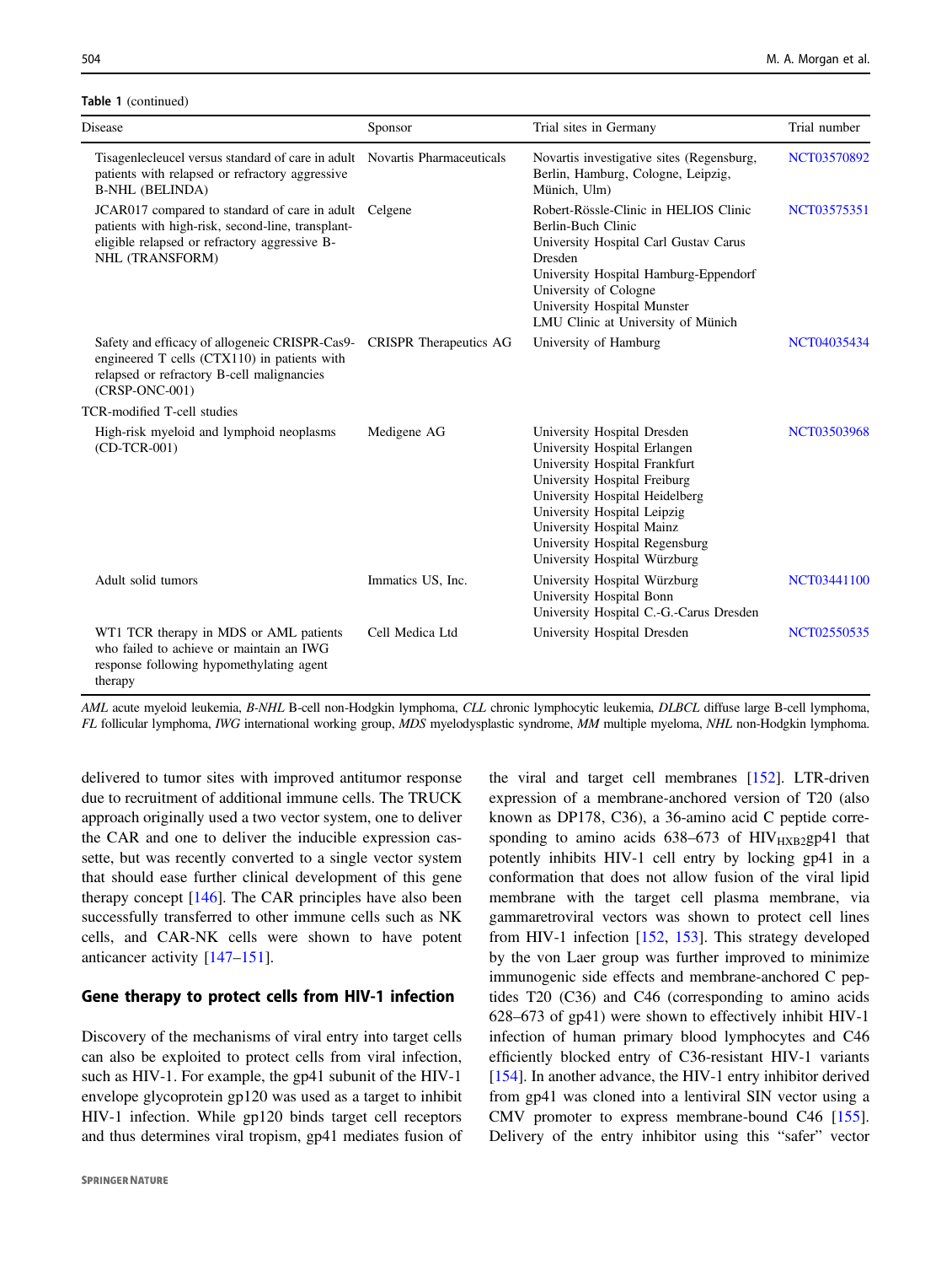**Table 1** (continued)

| Disease | Sponsor | Trial sites in Germany | Trial number |
|---|---|---|---|
| Tisagenlecleucel versus standard of care in adult patients with relapsed or refractory aggressive B-NHL (BELINDA) | Novartis Pharmaceuticals | Novartis investigative sites (Regensburg, Berlin, Hamburg, Cologne, Leipzig, Münich, Ulm) | NCT03570892 |
| JCAR017 compared to standard of care in adult patients with high-risk, second-line, transplant-eligible relapsed or refractory aggressive B-NHL (TRANSFORM) | Celgene | Robert-Rössle-Clinic in HELIOS Clinic Berlin-Buch Clinic<br>University Hospital Carl Gustav Carus Dresden<br>University Hospital Hamburg-Eppendorf<br>University of Cologne<br>University Hospital Munster<br>LMU Clinic at University of Münich | NCT03575351 |
| Safety and efficacy of allogeneic CRISPR-Cas9-engineered T cells (CTX110) in patients with relapsed or refractory B-cell malignancies (CRSP-ONC-001) | CRISPR Therapeutics AG | University of Hamburg | NCT04035434 |
| TCR-modified T-cell studies | | | |
| High-risk myeloid and lymphoid neoplasms (CD-TCR-001) | Medigene AG | University Hospital Dresden<br>University Hospital Erlangen<br>University Hospital Frankfurt<br>University Hospital Freiburg<br>University Hospital Heidelberg<br>University Hospital Leipzig<br>University Hospital Mainz<br>University Hospital Regensburg<br>University Hospital Würzburg | NCT03503968 |
| Adult solid tumors | Immatics US, Inc. | University Hospital Würzburg<br>University Hospital Bonn<br>University Hospital C.-G.-Carus Dresden | NCT03441100 |
| WT1 TCR therapy in MDS or AML patients who failed to achieve or maintain an IWG response following hypomethylating agent therapy | Cell Medica Ltd | University Hospital Dresden | NCT02550535 |

*AML* acute myeloid leukemia, *B-NHL* B-cell non-Hodgkin lymphoma, *CLL* chronic lymphocytic leukemia, *DLBCL* diffuse large B-cell lymphoma, *FL* follicular lymphoma, *IWG* international working group, *MDS* myelodysplastic syndrome, *MM* multiple myeloma, *NHL* non-Hodgkin lymphoma.

delivered to tumor sites with improved antitumor response due to recruitment of additional immune cells. The TRUCK approach originally used a two vector system, one to deliver the CAR and one to deliver the inducible expression cassette, but was recently converted to a single vector system that should ease further clinical development of this gene therapy concept [146]. The CAR principles have also been successfully transferred to other immune cells such as NK cells, and CAR-NK cells were shown to have potent anticancer activity [147–151].

## Gene therapy to protect cells from HIV-1 infection

Discovery of the mechanisms of viral entry into target cells can also be exploited to protect cells from viral infection, such as HIV-1. For example, the gp41 subunit of the HIV-1 envelope glycoprotein gp120 was used as a target to inhibit HIV-1 infection. While gp120 binds target cell receptors and thus determines viral tropism, gp41 mediates fusion of the viral and target cell membranes [152]. LTR-driven expression of a membrane-anchored version of T20 (also known as DP178, C36), a 36-amino acid C peptide corresponding to amino acids 638–673 of $HIV_{HXB2}$gp41 that potently inhibits HIV-1 cell entry by locking gp41 in a conformation that does not allow fusion of the viral lipid membrane with the target cell plasma membrane, via gammaretroviral vectors was shown to protect cell lines from HIV-1 infection [152, 153]. This strategy developed by the von Laer group was further improved to minimize immunogenic side effects and membrane-anchored C peptides T20 (C36) and C46 (corresponding to amino acids 628–673 of gp41) were shown to effectively inhibit HIV-1 infection of human primary blood lymphocytes and C46 efficiently blocked entry of C36-resistant HIV-1 variants [154]. In another advance, the HIV-1 entry inhibitor derived from gp41 was cloned into a lentiviral SIN vector using a CMV promoter to express membrane-bound C46 [155]. Delivery of the entry inhibitor using this "safer" vector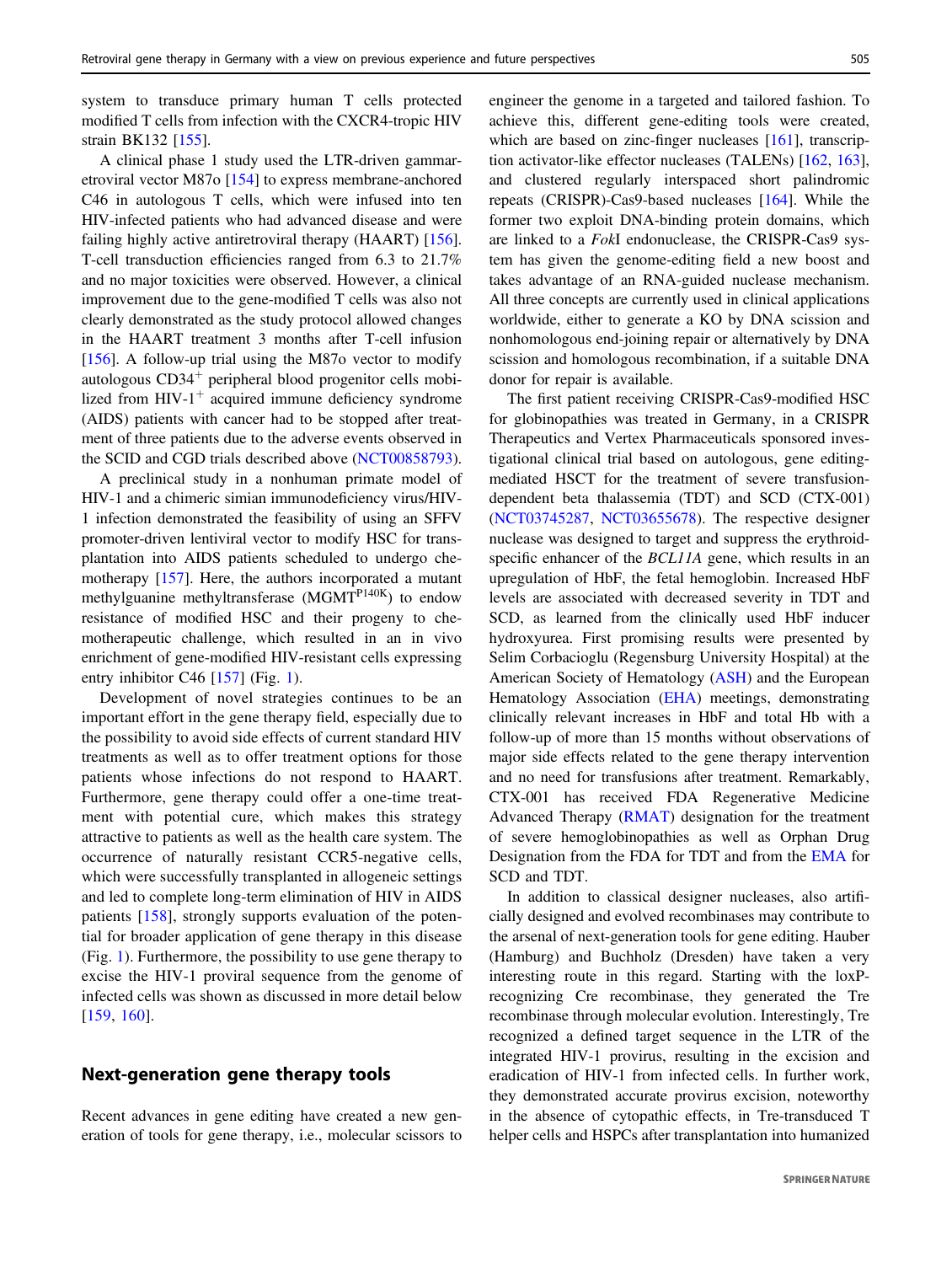system to transduce primary human T cells protected modified T cells from infection with the CXCR4-tropic HIV strain BK132 [155].

A clinical phase 1 study used the LTR-driven gammaretroviral vector M87o [154] to express membrane-anchored C46 in autologous T cells, which were infused into ten HIV-infected patients who had advanced disease and were failing highly active antiretroviral therapy (HAART) [156]. T-cell transduction efficiencies ranged from 6.3 to 21.7% and no major toxicities were observed. However, a clinical improvement due to the gene-modified T cells was also not clearly demonstrated as the study protocol allowed changes in the HAART treatment 3 months after T-cell infusion [156]. A follow-up trial using the M87o vector to modify autologous $CD34^+$ peripheral blood progenitor cells mobilized from HIV-$1^+$ acquired immune deficiency syndrome (AIDS) patients with cancer had to be stopped after treatment of three patients due to the adverse events observed in the SCID and CGD trials described above (NCT00858793).

A preclinical study in a nonhuman primate model of HIV-1 and a chimeric simian immunodeficiency virus/HIV-1 infection demonstrated the feasibility of using an SFFV promoter-driven lentiviral vector to modify HSC for transplantation into AIDS patients scheduled to undergo chemotherapy [157]. Here, the authors incorporated a mutant methylguanine methyltransferase ($MGMT^{P140K}$) to endow resistance of modified HSC and their progeny to chemotherapeutic challenge, which resulted in an in vivo enrichment of gene-modified HIV-resistant cells expressing entry inhibitor C46 [157] (Fig. 1).

Development of novel strategies continues to be an important effort in the gene therapy field, especially due to the possibility to avoid side effects of current standard HIV treatments as well as to offer treatment options for those patients whose infections do not respond to HAART. Furthermore, gene therapy could offer a one-time treatment with potential cure, which makes this strategy attractive to patients as well as the health care system. The occurrence of naturally resistant CCR5-negative cells, which were successfully transplanted in allogeneic settings and led to complete long-term elimination of HIV in AIDS patients [158], strongly supports evaluation of the potential for broader application of gene therapy in this disease (Fig. 1). Furthermore, the possibility to use gene therapy to excise the HIV-1 proviral sequence from the genome of infected cells was shown as discussed in more detail below [159, 160].

## Next-generation gene therapy tools

Recent advances in gene editing have created a new generation of tools for gene therapy, i.e., molecular scissors to engineer the genome in a targeted and tailored fashion. To achieve this, different gene-editing tools were created, which are based on zinc-finger nucleases [161], transcription activator-like effector nucleases (TALENs) [162, 163], and clustered regularly interspaced short palindromic repeats (CRISPR)-Cas9-based nucleases [164]. While the former two exploit DNA-binding protein domains, which are linked to a *Fok*I endonuclease, the CRISPR-Cas9 system has given the genome-editing field a new boost and takes advantage of an RNA-guided nuclease mechanism. All three concepts are currently used in clinical applications worldwide, either to generate a KO by DNA scission and nonhomologous end-joining repair or alternatively by DNA scission and homologous recombination, if a suitable DNA donor for repair is available.

The first patient receiving CRISPR-Cas9-modified HSC for globinopathies was treated in Germany, in a CRISPR Therapeutics and Vertex Pharmaceuticals sponsored investigational clinical trial based on autologous, gene editing-mediated HSCT for the treatment of severe transfusion-dependent beta thalassemia (TDT) and SCD (CTX-001) (NCT03745287, NCT03655678). The respective designer nuclease was designed to target and suppress the erythroid-specific enhancer of the *BCL11A* gene, which results in an upregulation of HbF, the fetal hemoglobin. Increased HbF levels are associated with decreased severity in TDT and SCD, as learned from the clinically used HbF inducer hydroxyurea. First promising results were presented by Selim Corbacioglu (Regensburg University Hospital) at the American Society of Hematology (ASH) and the European Hematology Association (EHA) meetings, demonstrating clinically relevant increases in HbF and total Hb with a follow-up of more than 15 months without observations of major side effects related to the gene therapy intervention and no need for transfusions after treatment. Remarkably, CTX-001 has received FDA Regenerative Medicine Advanced Therapy (RMAT) designation for the treatment of severe hemoglobinopathies as well as Orphan Drug Designation from the FDA for TDT and from the EMA for SCD and TDT.

In addition to classical designer nucleases, also artificially designed and evolved recombinases may contribute to the arsenal of next-generation tools for gene editing. Hauber (Hamburg) and Buchholz (Dresden) have taken a very interesting route in this regard. Starting with the loxP-recognizing Cre recombinase, they generated the Tre recombinase through molecular evolution. Interestingly, Tre recognized a defined target sequence in the LTR of the integrated HIV-1 provirus, resulting in the excision and eradication of HIV-1 from infected cells. In further work, they demonstrated accurate provirus excision, noteworthy in the absence of cytopathic effects, in Tre-transduced T helper cells and HSPCs after transplantation into humanized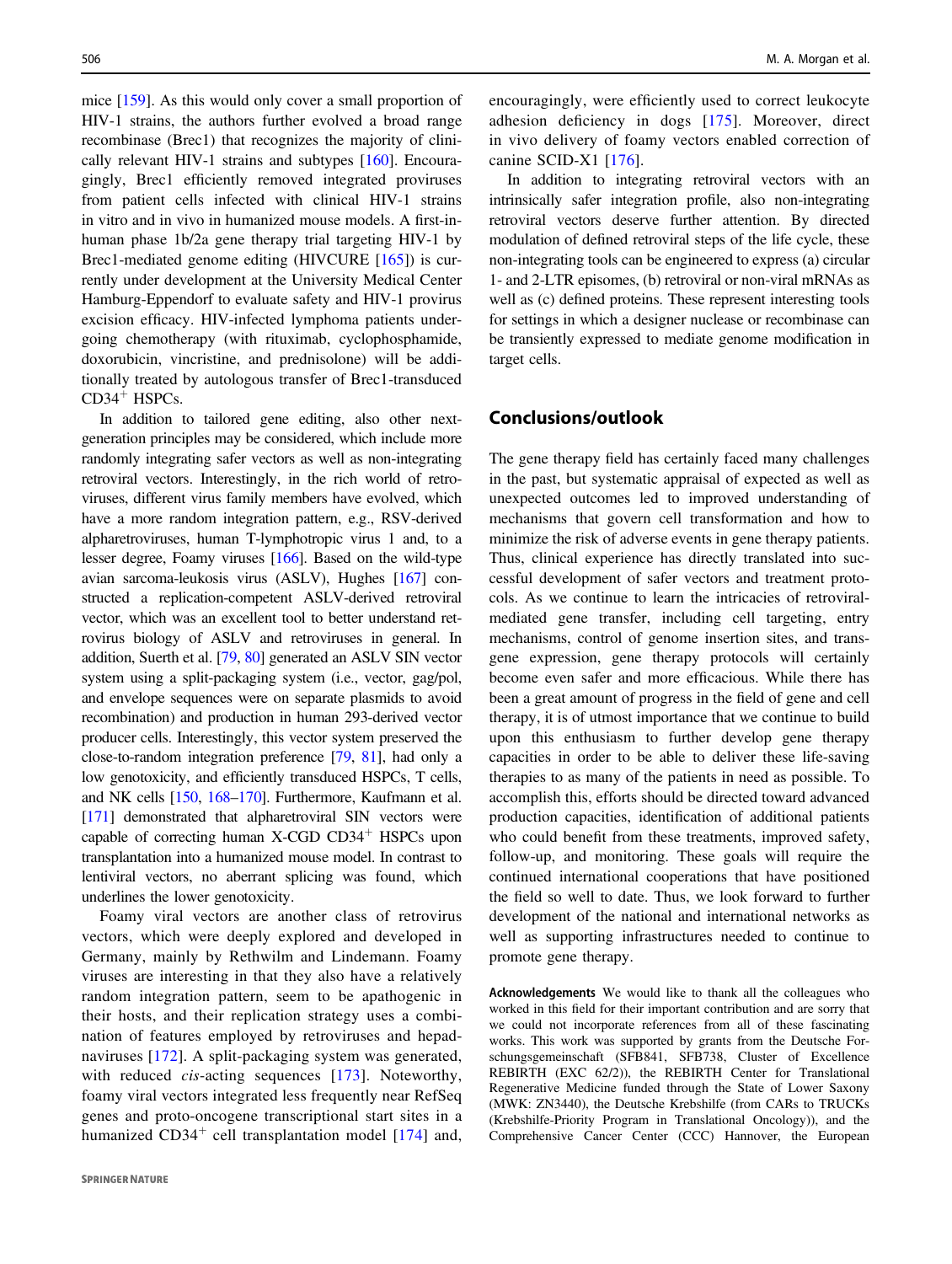mice [159]. As this would only cover a small proportion of HIV-1 strains, the authors further evolved a broad range recombinase (Brec1) that recognizes the majority of clinically relevant HIV-1 strains and subtypes [160]. Encouragingly, Brec1 efficiently removed integrated proviruses from patient cells infected with clinical HIV-1 strains in vitro and in vivo in humanized mouse models. A first-in-human phase 1b/2a gene therapy trial targeting HIV-1 by Brec1-mediated genome editing (HIVCURE [165]) is currently under development at the University Medical Center Hamburg-Eppendorf to evaluate safety and HIV-1 provirus excision efficacy. HIV-infected lymphoma patients undergoing chemotherapy (with rituximab, cyclophosphamide, doxorubicin, vincristine, and prednisolone) will be additionally treated by autologous transfer of Brec1-transduced $CD34^+$ HSPCs.

In addition to tailored gene editing, also other next-generation principles may be considered, which include more randomly integrating safer vectors as well as non-integrating retroviral vectors. Interestingly, in the rich world of retroviruses, different virus family members have evolved, which have a more random integration pattern, e.g., RSV-derived alpharetroviruses, human T-lymphotropic virus 1 and, to a lesser degree, Foamy viruses [166]. Based on the wild-type avian sarcoma-leukosis virus (ASLV), Hughes [167] constructed a replication-competent ASLV-derived retroviral vector, which was an excellent tool to better understand retrovirus biology of ASLV and retroviruses in general. In addition, Suerth et al. [79, 80] generated an ASLV SIN vector system using a split-packaging system (i.e., vector, gag/pol, and envelope sequences were on separate plasmids to avoid recombination) and production in human 293-derived vector producer cells. Interestingly, this vector system preserved the close-to-random integration preference [79, 81], had only a low genotoxicity, and efficiently transduced HSPCs, T cells, and NK cells [150, 168–170]. Furthermore, Kaufmann et al. [171] demonstrated that alpharetroviral SIN vectors were capable of correcting human X-CGD $CD34^+$ HSPCs upon transplantation into a humanized mouse model. In contrast to lentiviral vectors, no aberrant splicing was found, which underlines the lower genotoxicity.

Foamy viral vectors are another class of retrovirus vectors, which were deeply explored and developed in Germany, mainly by Rethwilm and Lindemann. Foamy viruses are interesting in that they also have a relatively random integration pattern, seem to be apathogenic in their hosts, and their replication strategy uses a combination of features employed by retroviruses and hepadnaviruses [172]. A split-packaging system was generated, with reduced *cis*-acting sequences [173]. Noteworthy, foamy viral vectors integrated less frequently near RefSeq genes and proto-oncogene transcriptional start sites in a humanized $CD34^+$ cell transplantation model [174] and, encouragingly, were efficiently used to correct leukocyte adhesion deficiency in dogs [175]. Moreover, direct in vivo delivery of foamy vectors enabled correction of canine SCID-X1 [176].

In addition to integrating retroviral vectors with an intrinsically safer integration profile, also non-integrating retroviral vectors deserve further attention. By directed modulation of defined retroviral steps of the life cycle, these non-integrating tools can be engineered to express (a) circular 1- and 2-LTR episomes, (b) retroviral or non-viral mRNAs as well as (c) defined proteins. These represent interesting tools for settings in which a designer nuclease or recombinase can be transiently expressed to mediate genome modification in target cells.

## Conclusions/outlook

The gene therapy field has certainly faced many challenges in the past, but systematic appraisal of expected as well as unexpected outcomes led to improved understanding of mechanisms that govern cell transformation and how to minimize the risk of adverse events in gene therapy patients. Thus, clinical experience has directly translated into successful development of safer vectors and treatment protocols. As we continue to learn the intricacies of retroviral-mediated gene transfer, including cell targeting, entry mechanisms, control of genome insertion sites, and transgene expression, gene therapy protocols will certainly become even safer and more efficacious. While there has been a great amount of progress in the field of gene and cell therapy, it is of utmost importance that we continue to build upon this enthusiasm to further develop gene therapy capacities in order to be able to deliver these life-saving therapies to as many of the patients in need as possible. To accomplish this, efforts should be directed toward advanced production capacities, identification of additional patients who could benefit from these treatments, improved safety, follow-up, and monitoring. These goals will require the continued international cooperations that have positioned the field so well to date. Thus, we look forward to further development of the national and international networks as well as supporting infrastructures needed to continue to promote gene therapy.

**Acknowledgements** We would like to thank all the colleagues who worked in this field for their important contribution and are sorry that we could not incorporate references from all of these fascinating works. This work was supported by grants from the Deutsche Forschungsgemeinschaft (SFB841, SFB738, Cluster of Excellence REBIRTH (EXC 62/2)), the REBIRTH Center for Translational Regenerative Medicine funded through the State of Lower Saxony (MWK: ZN3440), the Deutsche Krebshilfe (from CARs to TRUCKs (Krebshilfe-Priority Program in Translational Oncology)), and the Comprehensive Cancer Center (CCC) Hannover, the European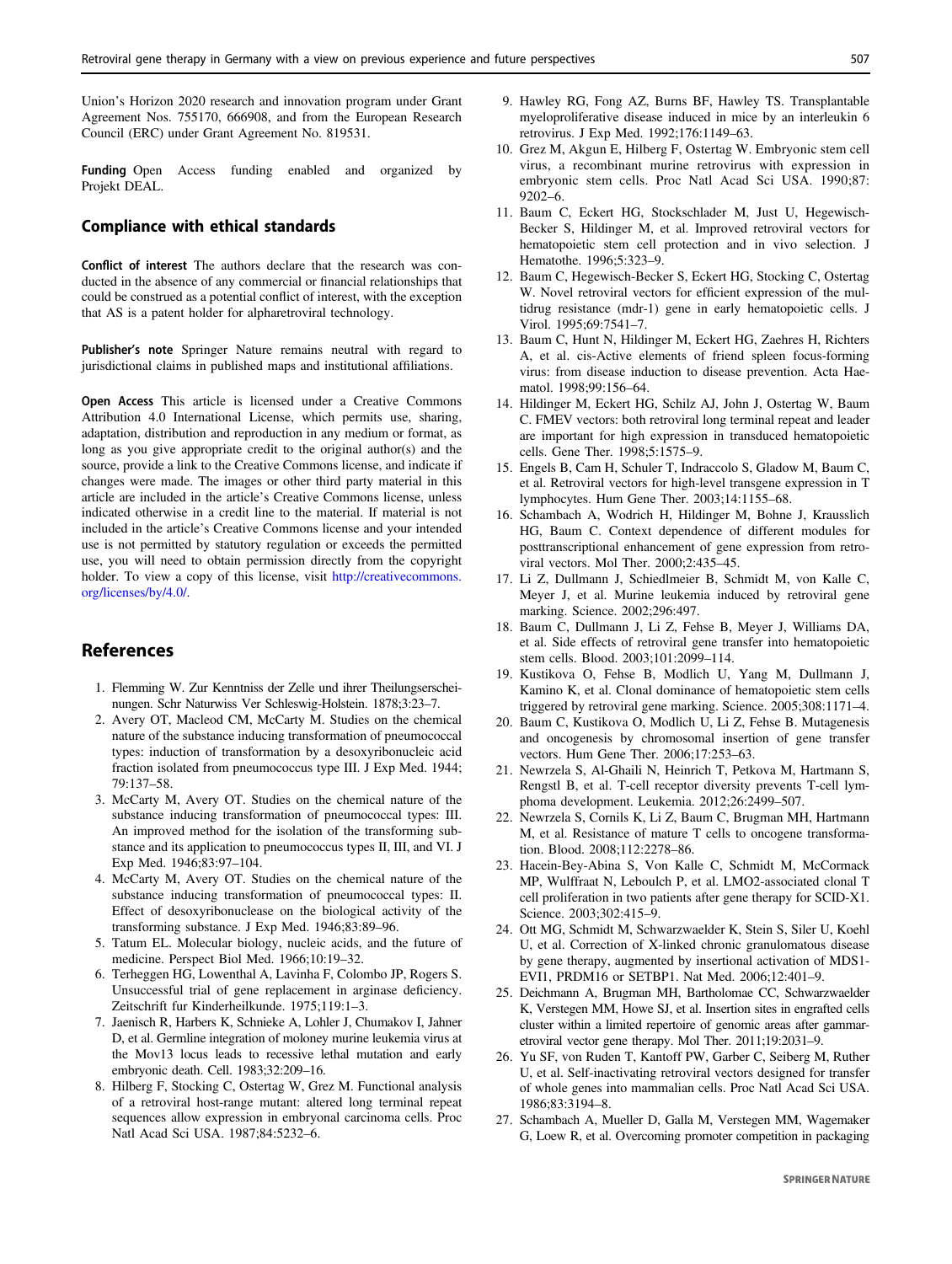Union's Horizon 2020 research and innovation program under Grant Agreement Nos. 755170, 666908, and from the European Research Council (ERC) under Grant Agreement No. 819531.

**Funding** Open Access funding enabled and organized by Projekt DEAL.

## Compliance with ethical standards

**Conflict of interest** The authors declare that the research was conducted in the absence of any commercial or financial relationships that could be construed as a potential conflict of interest, with the exception that AS is a patent holder for alpharetroviral technology.

**Publisher's note** Springer Nature remains neutral with regard to jurisdictional claims in published maps and institutional affiliations.

**Open Access** This article is licensed under a Creative Commons Attribution 4.0 International License, which permits use, sharing, adaptation, distribution and reproduction in any medium or format, as long as you give appropriate credit to the original author(s) and the source, provide a link to the Creative Commons license, and indicate if changes were made. The images or other third party material in this article are included in the article's Creative Commons license, unless indicated otherwise in a credit line to the material. If material is not included in the article's Creative Commons license and your intended use is not permitted by statutory regulation or exceeds the permitted use, you will need to obtain permission directly from the copyright holder. To view a copy of this license, visit http://creativecommons.org/licenses/by/4.0/.

## References

1. Flemming W. Zur Kenntniss der Zelle und ihrer Theilungserscheinungen. Schr Naturwiss Ver Schleswig-Holstein. 1878;3:23–7.
2. Avery OT, Macleod CM, McCarty M. Studies on the chemical nature of the substance inducing transformation of pneumococcal types: induction of transformation by a desoxyribonucleic acid fraction isolated from pneumococcus type III. J Exp Med. 1944; 79:137–58.
3. McCarty M, Avery OT. Studies on the chemical nature of the substance inducing transformation of pneumococcal types: III. An improved method for the isolation of the transforming substance and its application to pneumococcus types II, III, and VI. J Exp Med. 1946;83:97–104.
4. McCarty M, Avery OT. Studies on the chemical nature of the substance inducing transformation of pneumococcal types: II. Effect of desoxyribonuclease on the biological activity of the transforming substance. J Exp Med. 1946;83:89–96.
5. Tatum EL. Molecular biology, nucleic acids, and the future of medicine. Perspect Biol Med. 1966;10:19–32.
6. Terheggen HG, Lowenthal A, Lavinha F, Colombo JP, Rogers S. Unsuccessful trial of gene replacement in arginase deficiency. Zeitschrift fur Kinderheilkunde. 1975;119:1–3.
7. Jaenisch R, Harbers K, Schnieke A, Lohler J, Chumakov I, Jahner D, et al. Germline integration of moloney murine leukemia virus at the Mov13 locus leads to recessive lethal mutation and early embryonic death. Cell. 1983;32:209–16.
8. Hilberg F, Stocking C, Ostertag W, Grez M. Functional analysis of a retroviral host-range mutant: altered long terminal repeat sequences allow expression in embryonal carcinoma cells. Proc Natl Acad Sci USA. 1987;84:5232–6.
9. Hawley RG, Fong AZ, Burns BF, Hawley TS. Transplantable myeloproliferative disease induced in mice by an interleukin 6 retrovirus. J Exp Med. 1992;176:1149–63.
10. Grez M, Akgun E, Hilberg F, Ostertag W. Embryonic stem cell virus, a recombinant murine retrovirus with expression in embryonic stem cells. Proc Natl Acad Sci USA. 1990;87: 9202–6.
11. Baum C, Eckert HG, Stockschlader M, Just U, Hegewisch-Becker S, Hildinger M, et al. Improved retroviral vectors for hematopoietic stem cell protection and in vivo selection. J Hematothe. 1996;5:323–9.
12. Baum C, Hegewisch-Becker S, Eckert HG, Stocking C, Ostertag W. Novel retroviral vectors for efficient expression of the multidrug resistance (mdr-1) gene in early hematopoietic cells. J Virol. 1995;69:7541–7.
13. Baum C, Hunt N, Hildinger M, Eckert HG, Zaehres H, Richters A, et al. cis-Active elements of friend spleen focus-forming virus: from disease induction to disease prevention. Acta Haematol. 1998;99:156–64.
14. Hildinger M, Eckert HG, Schilz AJ, John J, Ostertag W, Baum C. FMEV vectors: both retroviral long terminal repeat and leader are important for high expression in transduced hematopoietic cells. Gene Ther. 1998;5:1575–9.
15. Engels B, Cam H, Schuler T, Indraccolo S, Gladow M, Baum C, et al. Retroviral vectors for high-level transgene expression in T lymphocytes. Hum Gene Ther. 2003;14:1155–68.
16. Schambach A, Wodrich H, Hildinger M, Bohne J, Krausslich HG, Baum C. Context dependence of different modules for posttranscriptional enhancement of gene expression from retroviral vectors. Mol Ther. 2000;2:435–45.
17. Li Z, Dullmann J, Schiedlmeier B, Schmidt M, von Kalle C, Meyer J, et al. Murine leukemia induced by retroviral gene marking. Science. 2002;296:497.
18. Baum C, Dullmann J, Li Z, Fehse B, Meyer J, Williams DA, et al. Side effects of retroviral gene transfer into hematopoietic stem cells. Blood. 2003;101:2099–114.
19. Kustikova O, Fehse B, Modlich U, Yang M, Dullmann J, Kamino K, et al. Clonal dominance of hematopoietic stem cells triggered by retroviral gene marking. Science. 2005;308:1171–4.
20. Baum C, Kustikova O, Modlich U, Li Z, Fehse B. Mutagenesis and oncogenesis by chromosomal insertion of gene transfer vectors. Hum Gene Ther. 2006;17:253–63.
21. Newrzela S, Al-Ghaili N, Heinrich T, Petkova M, Hartmann S, Rengstl B, et al. T-cell receptor diversity prevents T-cell lymphoma development. Leukemia. 2012;26:2499–507.
22. Newrzela S, Cornils K, Li Z, Baum C, Brugman MH, Hartmann M, et al. Resistance of mature T cells to oncogene transformation. Blood. 2008;112:2278–86.
23. Hacein-Bey-Abina S, Von Kalle C, Schmidt M, McCormack MP, Wulffraat N, Leboulch P, et al. LMO2-associated clonal T cell proliferation in two patients after gene therapy for SCID-X1. Science. 2003;302:415–9.
24. Ott MG, Schmidt M, Schwarzwaelder K, Stein S, Siler U, Koehl U, et al. Correction of X-linked chronic granulomatous disease by gene therapy, augmented by insertional activation of MDS1-EVI1, PRDM16 or SETBP1. Nat Med. 2006;12:401–9.
25. Deichmann A, Brugman MH, Bartholomae CC, Schwarzwaelder K, Verstegen MM, Howe SJ, et al. Insertion sites in engrafted cells cluster within a limited repertoire of genomic areas after gammaretroviral vector gene therapy. Mol Ther. 2011;19:2031–9.
26. Yu SF, von Ruden T, Kantoff PW, Garber C, Seiberg M, Ruther U, et al. Self-inactivating retroviral vectors designed for transfer of whole genes into mammalian cells. Proc Natl Acad Sci USA. 1986;83:3194–8.
27. Schambach A, Mueller D, Galla M, Verstegen MM, Wagemaker G, Loew R, et al. Overcoming promoter competition in packaging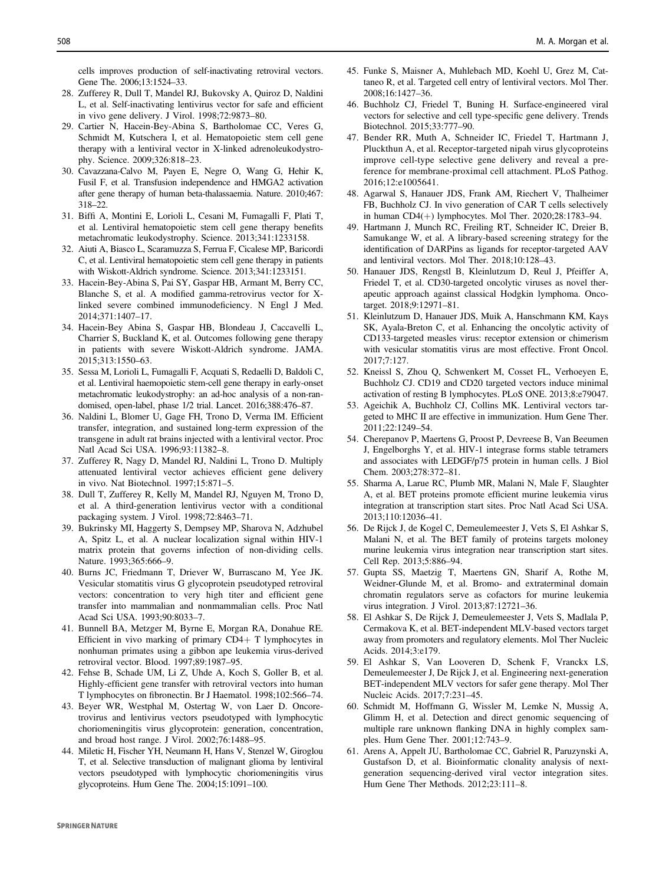cells improves production of self-inactivating retroviral vectors. Gene The. 2006;13:1524–33.

28. Zufferey R, Dull T, Mandel RJ, Bukovsky A, Quiroz D, Naldini L, et al. Self-inactivating lentivirus vector for safe and efficient in vivo gene delivery. J Virol. 1998;72:9873–80.
29. Cartier N, Hacein-Bey-Abina S, Bartholomae CC, Veres G, Schmidt M, Kutschera I, et al. Hematopoietic stem cell gene therapy with a lentiviral vector in X-linked adrenoleukodystrophy. Science. 2009;326:818–23.
30. Cavazzana-Calvo M, Payen E, Negre O, Wang G, Hehir K, Fusil F, et al. Transfusion independence and HMGA2 activation after gene therapy of human beta-thalassaemia. Nature. 2010;467:318–22.
31. Biffi A, Montini E, Lorioli L, Cesani M, Fumagalli F, Plati T, et al. Lentiviral hematopoietic stem cell gene therapy benefits metachromatic leukodystrophy. Science. 2013;341:1233158.
32. Aiuti A, Biasco L, Scaramuzza S, Ferrua F, Cicalese MP, Baricordi C, et al. Lentiviral hematopoietic stem cell gene therapy in patients with Wiskott-Aldrich syndrome. Science. 2013;341:1233151.
33. Hacein-Bey-Abina S, Pai SY, Gaspar HB, Armant M, Berry CC, Blanche S, et al. A modified gamma-retrovirus vector for X-linked severe combined immunodeficiency. N Engl J Med. 2014;371:1407–17.
34. Hacein-Bey Abina S, Gaspar HB, Blondeau J, Caccavelli L, Charrier S, Buckland K, et al. Outcomes following gene therapy in patients with severe Wiskott-Aldrich syndrome. JAMA. 2015;313:1550–63.
35. Sessa M, Lorioli L, Fumagalli F, Acquati S, Redaelli D, Baldoli C, et al. Lentiviral haemopoietic stem-cell gene therapy in early-onset metachromatic leukodystrophy: an ad-hoc analysis of a non-randomised, open-label, phase 1/2 trial. Lancet. 2016;388:476–87.
36. Naldini L, Blomer U, Gage FH, Trono D, Verma IM. Efficient transfer, integration, and sustained long-term expression of the transgene in adult rat brains injected with a lentiviral vector. Proc Natl Acad Sci USA. 1996;93:11382–8.
37. Zufferey R, Nagy D, Mandel RJ, Naldini L, Trono D. Multiply attenuated lentiviral vector achieves efficient gene delivery in vivo. Nat Biotechnol. 1997;15:871–5.
38. Dull T, Zufferey R, Kelly M, Mandel RJ, Nguyen M, Trono D, et al. A third-generation lentivirus vector with a conditional packaging system. J Virol. 1998;72:8463–71.
39. Bukrinsky MI, Haggerty S, Dempsey MP, Sharova N, Adzhubel A, Spitz L, et al. A nuclear localization signal within HIV-1 matrix protein that governs infection of non-dividing cells. Nature. 1993;365:666–9.
40. Burns JC, Friedmann T, Driever W, Burrascano M, Yee JK. Vesicular stomatitis virus G glycoprotein pseudotyped retroviral vectors: concentration to very high titer and efficient gene transfer into mammalian and nonmammalian cells. Proc Natl Acad Sci USA. 1993;90:8033–7.
41. Bunnell BA, Metzger M, Byrne E, Morgan RA, Donahue RE. Efficient in vivo marking of primary CD4+ T lymphocytes in nonhuman primates using a gibbon ape leukemia virus-derived retroviral vector. Blood. 1997;89:1987–95.
42. Fehse B, Schade UM, Li Z, Uhde A, Koch S, Goller B, et al. Highly-efficient gene transfer with retroviral vectors into human T lymphocytes on fibronectin. Br J Haematol. 1998;102:566–74.
43. Beyer WR, Westphal M, Ostertag W, von Laer D. Oncoretrovirus and lentivirus vectors pseudotyped with lymphocytic choriomeningitis virus glycoprotein: generation, concentration, and broad host range. J Virol. 2002;76:1488–95.
44. Miletic H, Fischer YH, Neumann H, Hans V, Stenzel W, Giroglou T, et al. Selective transduction of malignant glioma by lentiviral vectors pseudotyped with lymphocytic choriomeningitis virus glycoproteins. Hum Gene The. 2004;15:1091–100.
45. Funke S, Maisner A, Muhlebach MD, Koehl U, Grez M, Cattaneo R, et al. Targeted cell entry of lentiviral vectors. Mol Ther. 2008;16:1427–36.
46. Buchholz CJ, Friedel T, Buning H. Surface-engineered viral vectors for selective and cell type-specific gene delivery. Trends Biotechnol. 2015;33:777–90.
47. Bender RR, Muth A, Schneider IC, Friedel T, Hartmann J, Pluckthun A, et al. Receptor-targeted nipah virus glycoproteins improve cell-type selective gene delivery and reveal a preference for membrane-proximal cell attachment. PLoS Pathog. 2016;12:e1005641.
48. Agarwal S, Hanauer JDS, Frank AM, Riechert V, Thalheimer FB, Buchholz CJ. In vivo generation of CAR T cells selectively in human CD4(+) lymphocytes. Mol Ther. 2020;28:1783–94.
49. Hartmann J, Munch RC, Freiling RT, Schneider IC, Dreier B, Samukange W, et al. A library-based screening strategy for the identification of DARPins as ligands for receptor-targeted AAV and lentiviral vectors. Mol Ther. 2018;10:128–43.
50. Hanauer JDS, Rengstl B, Kleinlutzum D, Reul J, Pfeiffer A, Friedel T, et al. CD30-targeted oncolytic viruses as novel therapeutic approach against classical Hodgkin lymphoma. Oncotarget. 2018;9:12971–81.
51. Kleinlutzum D, Hanauer JDS, Muik A, Hanschmann KM, Kays SK, Ayala-Breton C, et al. Enhancing the oncolytic activity of CD133-targeted measles virus: receptor extension or chimerism with vesicular stomatitis virus are most effective. Front Oncol. 2017;7:127.
52. Kneissl S, Zhou Q, Schwenkert M, Cosset FL, Verhoeyen E, Buchholz CJ. CD19 and CD20 targeted vectors induce minimal activation of resting B lymphocytes. PLoS ONE. 2013;8:e79047.
53. Ageichik A, Buchholz CJ, Collins MK. Lentiviral vectors targeted to MHC II are effective in immunization. Hum Gene Ther. 2011;22:1249–54.
54. Cherepanov P, Maertens G, Proost P, Devreese B, Van Beeumen J, Engelborghs Y, et al. HIV-1 integrase forms stable tetramers and associates with LEDGF/p75 protein in human cells. J Biol Chem. 2003;278:372–81.
55. Sharma A, Larue RC, Plumb MR, Malani N, Male F, Slaughter A, et al. BET proteins promote efficient murine leukemia virus integration at transcription start sites. Proc Natl Acad Sci USA. 2013;110:12036–41.
56. De Rijck J, de Kogel C, Demeulemeester J, Vets S, El Ashkar S, Malani N, et al. The BET family of proteins targets moloney murine leukemia virus integration near transcription start sites. Cell Rep. 2013;5:886–94.
57. Gupta SS, Maetzig T, Maertens GN, Sharif A, Rothe M, Weidner-Glunde M, et al. Bromo- and extraterminal domain chromatin regulators serve as cofactors for murine leukemia virus integration. J Virol. 2013;87:12721–36.
58. El Ashkar S, De Rijck J, Demeulemeester J, Vets S, Madlala P, Cermakova K, et al. BET-independent MLV-based vectors target away from promoters and regulatory elements. Mol Ther Nucleic Acids. 2014;3:e179.
59. El Ashkar S, Van Looveren D, Schenk F, Vranckx LS, Demeulemeester J, De Rijck J, et al. Engineering next-generation BET-independent MLV vectors for safer gene therapy. Mol Ther Nucleic Acids. 2017;7:231–45.
60. Schmidt M, Hoffmann G, Wissler M, Lemke N, Mussig A, Glimm H, et al. Detection and direct genomic sequencing of multiple rare unknown flanking DNA in highly complex samples. Hum Gene Ther. 2001;12:743–9.
61. Arens A, Appelt JU, Bartholomae CC, Gabriel R, Paruzynski A, Gustafson D, et al. Bioinformatic clonality analysis of next-generation sequencing-derived viral vector integration sites. Hum Gene Ther Methods. 2012;23:111–8.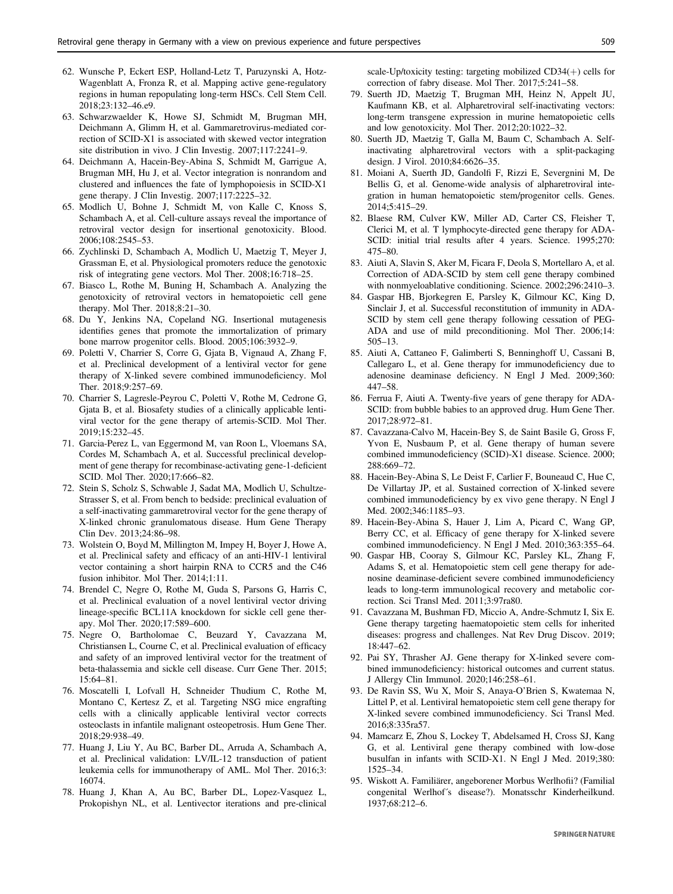62. Wunsche P, Eckert ESP, Holland-Letz T, Paruzynski A, Hotz-Wagenblatt A, Fronza R, et al. Mapping active gene-regulatory regions in human repopulating long-term HSCs. Cell Stem Cell. 2018;23:132–46.e9.
63. Schwarzwaelder K, Howe SJ, Schmidt M, Brugman MH, Deichmann A, Glimm H, et al. Gammaretrovirus-mediated correction of SCID-X1 is associated with skewed vector integration site distribution in vivo. J Clin Investig. 2007;117:2241–9.
64. Deichmann A, Hacein-Bey-Abina S, Schmidt M, Garrigue A, Brugman MH, Hu J, et al. Vector integration is nonrandom and clustered and influences the fate of lymphopoiesis in SCID-X1 gene therapy. J Clin Investig. 2007;117:2225–32.
65. Modlich U, Bohne J, Schmidt M, von Kalle C, Knoss S, Schambach A, et al. Cell-culture assays reveal the importance of retroviral vector design for insertional genotoxicity. Blood. 2006;108:2545–53.
66. Zychlinski D, Schambach A, Modlich U, Maetzig T, Meyer J, Grassman E, et al. Physiological promoters reduce the genotoxic risk of integrating gene vectors. Mol Ther. 2008;16:718–25.
67. Biasco L, Rothe M, Buning H, Schambach A. Analyzing the genotoxicity of retroviral vectors in hematopoietic cell gene therapy. Mol Ther. 2018;8:21–30.
68. Du Y, Jenkins NA, Copeland NG. Insertional mutagenesis identifies genes that promote the immortalization of primary bone marrow progenitor cells. Blood. 2005;106:3932–9.
69. Poletti V, Charrier S, Corre G, Gjata B, Vignaud A, Zhang F, et al. Preclinical development of a lentiviral vector for gene therapy of X-linked severe combined immunodeficiency. Mol Ther. 2018;9:257–69.
70. Charrier S, Lagresle-Peyrou C, Poletti V, Rothe M, Cedrone G, Gjata B, et al. Biosafety studies of a clinically applicable lentiviral vector for the gene therapy of artemis-SCID. Mol Ther. 2019;15:232–45.
71. Garcia-Perez L, van Eggermond M, van Roon L, Vloemans SA, Cordes M, Schambach A, et al. Successful preclinical development of gene therapy for recombinase-activating gene-1-deficient SCID. Mol Ther. 2020;17:666–82.
72. Stein S, Scholz S, Schwable J, Sadat MA, Modlich U, Schultze-Strasser S, et al. From bench to bedside: preclinical evaluation of a self-inactivating gammaretroviral vector for the gene therapy of X-linked chronic granulomatous disease. Hum Gene Therapy Clin Dev. 2013;24:86–98.
73. Wolstein O, Boyd M, Millington M, Impey H, Boyer J, Howe A, et al. Preclinical safety and efficacy of an anti-HIV-1 lentiviral vector containing a short hairpin RNA to CCR5 and the C46 fusion inhibitor. Mol Ther. 2014;1:11.
74. Brendel C, Negre O, Rothe M, Guda S, Parsons G, Harris C, et al. Preclinical evaluation of a novel lentiviral vector driving lineage-specific BCL11A knockdown for sickle cell gene therapy. Mol Ther. 2020;17:589–600.
75. Negre O, Bartholomae C, Beuzard Y, Cavazzana M, Christiansen L, Courne C, et al. Preclinical evaluation of efficacy and safety of an improved lentiviral vector for the treatment of beta-thalassemia and sickle cell disease. Curr Gene Ther. 2015;15:64–81.
76. Moscatelli I, Lofvall H, Schneider Thudium C, Rothe M, Montano C, Kertesz Z, et al. Targeting NSG mice engrafting cells with a clinically applicable lentiviral vector corrects osteoclasts in infantile malignant osteopetrosis. Hum Gene Ther. 2018;29:938–49.
77. Huang J, Liu Y, Au BC, Barber DL, Arruda A, Schambach A, et al. Preclinical validation: LV/IL-12 transduction of patient leukemia cells for immunotherapy of AML. Mol Ther. 2016;3:16074.
78. Huang J, Khan A, Au BC, Barber DL, Lopez-Vasquez L, Prokopishyn NL, et al. Lentivector iterations and pre-clinical scale-Up/toxicity testing: targeting mobilized CD34(+) cells for correction of fabry disease. Mol Ther. 2017;5:241–58.
79. Suerth JD, Maetzig T, Brugman MH, Heinz N, Appelt JU, Kaufmann KB, et al. Alpharetroviral self-inactivating vectors: long-term transgene expression in murine hematopoietic cells and low genotoxicity. Mol Ther. 2012;20:1022–32.
80. Suerth JD, Maetzig T, Galla M, Baum C, Schambach A. Self-inactivating alpharetroviral vectors with a split-packaging design. J Virol. 2010;84:6626–35.
81. Moiani A, Suerth JD, Gandolfi F, Rizzi E, Severgnini M, De Bellis G, et al. Genome-wide analysis of alpharetroviral integration in human hematopoietic stem/progenitor cells. Genes. 2014;5:415–29.
82. Blaese RM, Culver KW, Miller AD, Carter CS, Fleisher T, Clerici M, et al. T lymphocyte-directed gene therapy for ADA-SCID: initial trial results after 4 years. Science. 1995;270: 475–80.
83. Aiuti A, Slavin S, Aker M, Ficara F, Deola S, Mortellaro A, et al. Correction of ADA-SCID by stem cell gene therapy combined with nonmyeloablative conditioning. Science. 2002;296:2410–3.
84. Gaspar HB, Bjorkegren E, Parsley K, Gilmour KC, King D, Sinclair J, et al. Successful reconstitution of immunity in ADA-SCID by stem cell gene therapy following cessation of PEG-ADA and use of mild preconditioning. Mol Ther. 2006;14: 505–13.
85. Aiuti A, Cattaneo F, Galimberti S, Benninghoff U, Cassani B, Callegaro L, et al. Gene therapy for immunodeficiency due to adenosine deaminase deficiency. N Engl J Med. 2009;360: 447–58.
86. Ferrua F, Aiuti A. Twenty-five years of gene therapy for ADA-SCID: from bubble babies to an approved drug. Hum Gene Ther. 2017;28:972–81.
87. Cavazzana-Calvo M, Hacein-Bey S, de Saint Basile G, Gross F, Yvon E, Nusbaum P, et al. Gene therapy of human severe combined immunodeficiency (SCID)-X1 disease. Science. 2000; 288:669–72.
88. Hacein-Bey-Abina S, Le Deist F, Carlier F, Bouneaud C, Hue C, De Villartay JP, et al. Sustained correction of X-linked severe combined immunodeficiency by ex vivo gene therapy. N Engl J Med. 2002;346:1185–93.
89. Hacein-Bey-Abina S, Hauer J, Lim A, Picard C, Wang GP, Berry CC, et al. Efficacy of gene therapy for X-linked severe combined immunodeficiency. N Engl J Med. 2010;363:355–64.
90. Gaspar HB, Cooray S, Gilmour KC, Parsley KL, Zhang F, Adams S, et al. Hematopoietic stem cell gene therapy for adenosine deaminase-deficient severe combined immunodeficiency leads to long-term immunological recovery and metabolic correction. Sci Transl Med. 2011;3:97ra80.
91. Cavazzana M, Bushman FD, Miccio A, Andre-Schmutz I, Six E. Gene therapy targeting haematopoietic stem cells for inherited diseases: progress and challenges. Nat Rev Drug Discov. 2019; 18:447–62.
92. Pai SY, Thrasher AJ. Gene therapy for X-linked severe combined immunodeficiency: historical outcomes and current status. J Allergy Clin Immunol. 2020;146:258–61.
93. De Ravin SS, Wu X, Moir S, Anaya-O'Brien S, Kwatemaa N, Littel P, et al. Lentiviral hematopoietic stem cell gene therapy for X-linked severe combined immunodeficiency. Sci Transl Med. 2016;8:335ra57.
94. Mamcarz E, Zhou S, Lockey T, Abdelsamed H, Cross SJ, Kang G, et al. Lentiviral gene therapy combined with low-dose busulfan in infants with SCID-X1. N Engl J Med. 2019;380: 1525–34.
95. Wiskott A. Familiärer, angeborener Morbus Werlhofii? (Familial congenital Werlhof´s disease?). Monatsschr Kinderheilkund. 1937;68:212–6.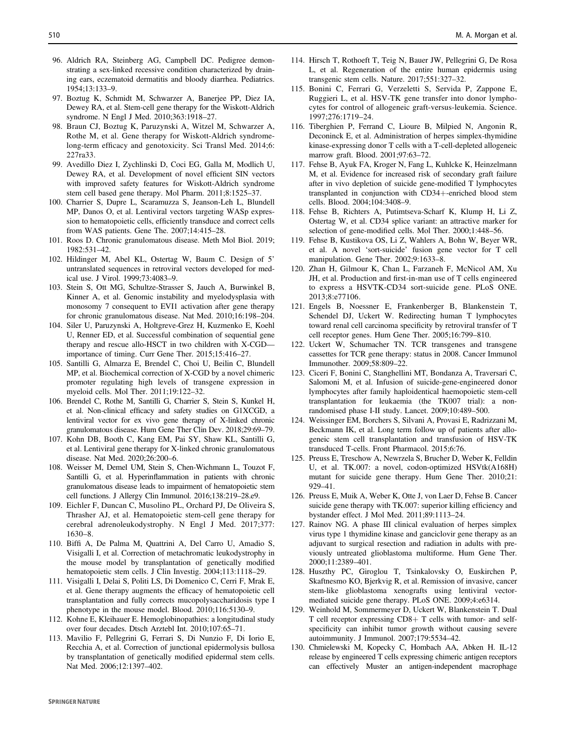96. Aldrich RA, Steinberg AG, Campbell DC. Pedigree demonstrating a sex-linked recessive condition characterized by draining ears, eczematoid dermatitis and bloody diarrhea. Pediatrics. 1954;13:133–9.
97. Boztug K, Schmidt M, Schwarzer A, Banerjee PP, Diez IA, Dewey RA, et al. Stem-cell gene therapy for the Wiskott-Aldrich syndrome. N Engl J Med. 2010;363:1918–27.
98. Braun CJ, Boztug K, Paruzynski A, Witzel M, Schwarzer A, Rothe M, et al. Gene therapy for Wiskott-Aldrich syndrome-long-term efficacy and genotoxicity. Sci Transl Med. 2014;6:227ra33.
99. Avedillo Diez I, Zychlinski D, Coci EG, Galla M, Modlich U, Dewey RA, et al. Development of novel efficient SIN vectors with improved safety features for Wiskott-Aldrich syndrome stem cell based gene therapy. Mol Pharm. 2011;8:1525–37.
100. Charrier S, Dupre L, Scaramuzza S, Jeanson-Leh L, Blundell MP, Danos O, et al. Lentiviral vectors targeting WASp expression to hematopoietic cells, efficiently transduce and correct cells from WAS patients. Gene The. 2007;14:415–28.
101. Roos D. Chronic granulomatous disease. Meth Mol Biol. 2019; 1982:531–42.
102. Hildinger M, Abel KL, Ostertag W, Baum C. Design of 5' untranslated sequences in retroviral vectors developed for medical use. J Virol. 1999;73:4083–9.
103. Stein S, Ott MG, Schultze-Strasser S, Jauch A, Burwinkel B, Kinner A, et al. Genomic instability and myelodysplasia with monosomy 7 consequent to EVI1 activation after gene therapy for chronic granulomatous disease. Nat Med. 2010;16:198–204.
104. Siler U, Paruzynski A, Holtgreve-Grez H, Kuzmenko E, Koehl U, Renner ED, et al. Successful combination of sequential gene therapy and rescue allo-HSCT in two children with X-CGD—importance of timing. Curr Gene Ther. 2015;15:416–27.
105. Santilli G, Almarza E, Brendel C, Choi U, Beilin C, Blundell MP, et al. Biochemical correction of X-CGD by a novel chimeric promoter regulating high levels of transgene expression in myeloid cells. Mol Ther. 2011;19:122–32.
106. Brendel C, Rothe M, Santilli G, Charrier S, Stein S, Kunkel H, et al. Non-clinical efficacy and safety studies on G1XCGD, a lentiviral vector for ex vivo gene therapy of X-linked chronic granulomatous disease. Hum Gene Ther Clin Dev. 2018;29:69–79.
107. Kohn DB, Booth C, Kang EM, Pai SY, Shaw KL, Santilli G, et al. Lentiviral gene therapy for X-linked chronic granulomatous disease. Nat Med. 2020;26:200–6.
108. Weisser M, Demel UM, Stein S, Chen-Wichmann L, Touzot F, Santilli G, et al. Hyperinflammation in patients with chronic granulomatous disease leads to impairment of hematopoietic stem cell functions. J Allergy Clin Immunol. 2016;138:219–28.e9.
109. Eichler F, Duncan C, Musolino PL, Orchard PJ, De Oliveira S, Thrasher AJ, et al. Hematopoietic stem-cell gene therapy for cerebral adrenoleukodystrophy. N Engl J Med. 2017;377:1630–8.
110. Biffi A, De Palma M, Quattrini A, Del Carro U, Amadio S, Visigalli I, et al. Correction of metachromatic leukodystrophy in the mouse model by transplantation of genetically modified hematopoietic stem cells. J Clin Investig. 2004;113:1118–29.
111. Visigalli I, Delai S, Politi LS, Di Domenico C, Cerri F, Mrak E, et al. Gene therapy augments the efficacy of hematopoietic cell transplantation and fully corrects mucopolysaccharidosis type I phenotype in the mouse model. Blood. 2010;116:5130–9.
112. Kohne E, Kleihauer E. Hemoglobinopathies: a longitudinal study over four decades. Dtsch Arztebl Int. 2010;107:65–71.
113. Mavilio F, Pellegrini G, Ferrari S, Di Nunzio F, Di Iorio E, Recchia A, et al. Correction of junctional epidermolysis bullosa by transplantation of genetically modified epidermal stem cells. Nat Med. 2006;12:1397–402.
114. Hirsch T, Rothoeft T, Teig N, Bauer JW, Pellegrini G, De Rosa L, et al. Regeneration of the entire human epidermis using transgenic stem cells. Nature. 2017;551:327–32.
115. Bonini C, Ferrari G, Verzeletti S, Servida P, Zappone E, Ruggieri L, et al. HSV-TK gene transfer into donor lymphocytes for control of allogeneic graft-versus-leukemia. Science. 1997;276:1719–24.
116. Tiberghien P, Ferrand C, Lioure B, Milpied N, Angonin R, Deconinck E, et al. Administration of herpes simplex-thymidine kinase-expressing donor T cells with a T-cell-depleted allogeneic marrow graft. Blood. 2001;97:63–72.
117. Fehse B, Ayuk FA, Kroger N, Fang L, Kuhlcke K, Heinzelmann M, et al. Evidence for increased risk of secondary graft failure after in vivo depletion of suicide gene-modified T lymphocytes transplanted in conjunction with CD34+-enriched blood stem cells. Blood. 2004;104:3408–9.
118. Fehse B, Richters A, Putimtseva-Scharf K, Klump H, Li Z, Ostertag W, et al. CD34 splice variant: an attractive marker for selection of gene-modified cells. Mol Ther. 2000;1:448–56.
119. Fehse B, Kustikova OS, Li Z, Wahlers A, Bohn W, Beyer WR, et al. A novel 'sort-suicide' fusion gene vector for T cell manipulation. Gene Ther. 2002;9:1633–8.
120. Zhan H, Gilmour K, Chan L, Farzaneh F, McNicol AM, Xu JH, et al. Production and first-in-man use of T cells engineered to express a HSVTK-CD34 sort-suicide gene. PLoS ONE. 2013;8:e77106.
121. Engels B, Noessner E, Frankenberger B, Blankenstein T, Schendel DJ, Uckert W. Redirecting human T lymphocytes toward renal cell carcinoma specificity by retroviral transfer of T cell receptor genes. Hum Gene Ther. 2005;16:799–810.
122. Uckert W, Schumacher TN. TCR transgenes and transgene cassettes for TCR gene therapy: status in 2008. Cancer Immunol Immunother. 2009;58:809–22.
123. Ciceri F, Bonini C, Stanghellini MT, Bondanza A, Traversari C, Salomoni M, et al. Infusion of suicide-gene-engineered donor lymphocytes after family haploidentical haemopoietic stem-cell transplantation for leukaemia (the TK007 trial): a non-randomised phase I-II study. Lancet. 2009;10:489–500.
124. Weissinger EM, Borchers S, Silvani A, Provasi E, Radrizzani M, Beckmann IK, et al. Long term follow up of patients after allogeneic stem cell transplantation and transfusion of HSV-TK transduced T-cells. Front Pharmacol. 2015;6:76.
125. Preuss E, Treschow A, Newrzela S, Brucher D, Weber K, Felldin U, et al. TK.007: a novel, codon-optimized HSVtk(A168H) mutant for suicide gene therapy. Hum Gene Ther. 2010;21:929–41.
126. Preuss E, Muik A, Weber K, Otte J, von Laer D, Fehse B. Cancer suicide gene therapy with TK.007: superior killing efficiency and bystander effect. J Mol Med. 2011;89:1113–24.
127. Rainov NG. A phase III clinical evaluation of herpes simplex virus type 1 thymidine kinase and ganciclovir gene therapy as an adjuvant to surgical resection and radiation in adults with previously untreated glioblastoma multiforme. Hum Gene Ther. 2000;11:2389–401.
128. Huszthy PC, Giroglou T, Tsinkalovsky O, Euskirchen P, Skaftnesmo KO, Bjerkvig R, et al. Remission of invasive, cancer stem-like glioblastoma xenografts using lentiviral vector-mediated suicide gene therapy. PLoS ONE. 2009;4:e6314.
129. Weinhold M, Sommermeyer D, Uckert W, Blankenstein T. Dual T cell receptor expressing CD8+ T cells with tumor- and self-specificity can inhibit tumor growth without causing severe autoimmunity. J Immunol. 2007;179:5534–42.
130. Chmielewski M, Kopecky C, Hombach AA, Abken H. IL-12 release by engineered T cells expressing chimeric antigen receptors can effectively Muster an antigen-independent macrophage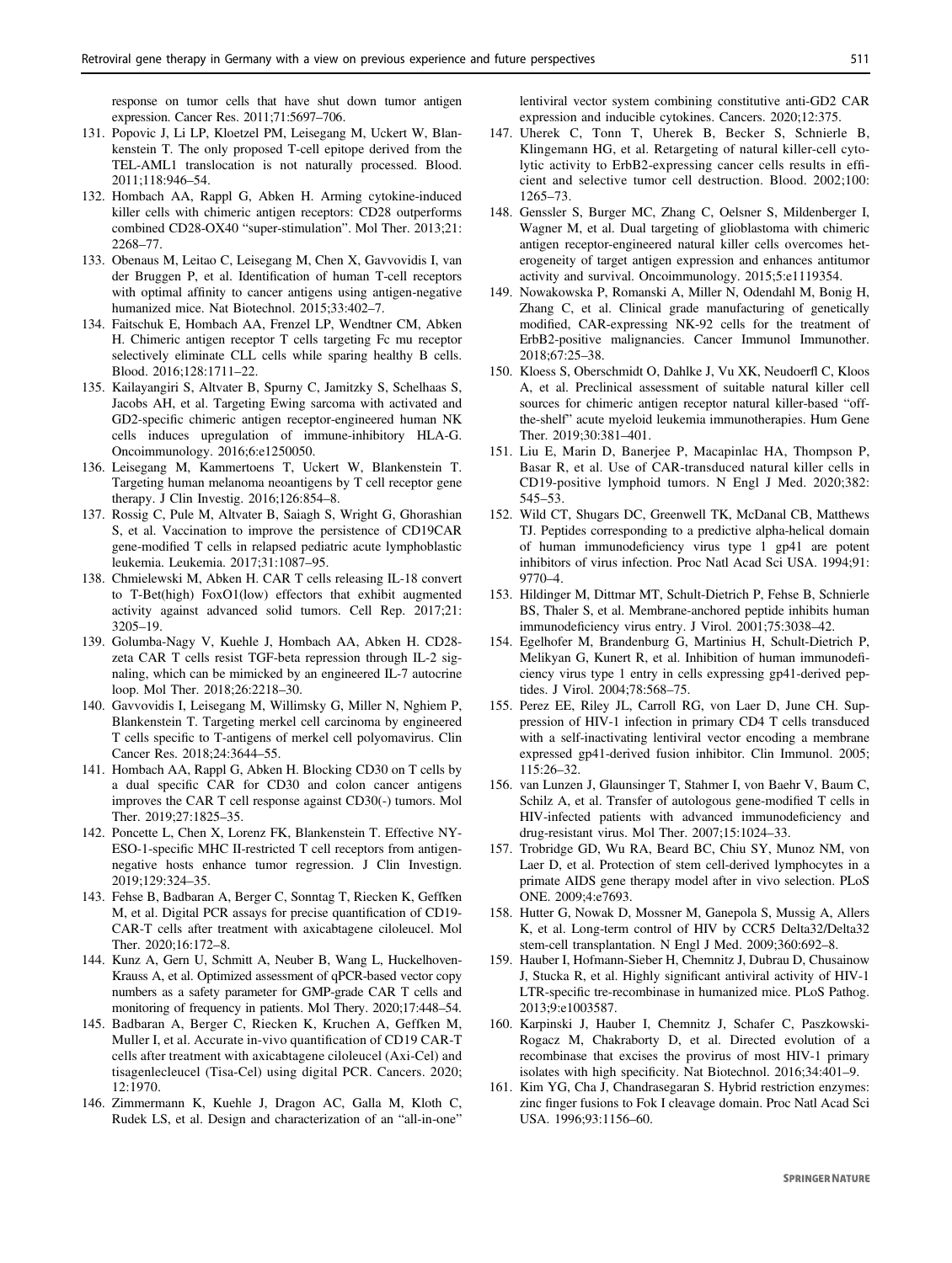response on tumor cells that have shut down tumor antigen expression. Cancer Res. 2011;71:5697–706.

131. Popovic J, Li LP, Kloetzel PM, Leisegang M, Uckert W, Blankenstein T. The only proposed T-cell epitope derived from the TEL-AML1 translocation is not naturally processed. Blood. 2011;118:946–54.
132. Hombach AA, Rappl G, Abken H. Arming cytokine-induced killer cells with chimeric antigen receptors: CD28 outperforms combined CD28-OX40 "super-stimulation". Mol Ther. 2013;21: 2268–77.
133. Obenaus M, Leitao C, Leisegang M, Chen X, Gavvovidis I, van der Bruggen P, et al. Identification of human T-cell receptors with optimal affinity to cancer antigens using antigen-negative humanized mice. Nat Biotechnol. 2015;33:402–7.
134. Faitschuk E, Hombach AA, Frenzel LP, Wendtner CM, Abken H. Chimeric antigen receptor T cells targeting Fc mu receptor selectively eliminate CLL cells while sparing healthy B cells. Blood. 2016;128:1711–22.
135. Kailayangiri S, Altvater B, Spurny C, Jamitzky S, Schelhaas S, Jacobs AH, et al. Targeting Ewing sarcoma with activated and GD2-specific chimeric antigen receptor-engineered human NK cells induces upregulation of immune-inhibitory HLA-G. Oncoimmunology. 2016;6:e1250050.
136. Leisegang M, Kammertoens T, Uckert W, Blankenstein T. Targeting human melanoma neoantigens by T cell receptor gene therapy. J Clin Investig. 2016;126:854–8.
137. Rossig C, Pule M, Altvater B, Saiagh S, Wright G, Ghorashian S, et al. Vaccination to improve the persistence of CD19CAR gene-modified T cells in relapsed pediatric acute lymphoblastic leukemia. Leukemia. 2017;31:1087–95.
138. Chmielewski M, Abken H. CAR T cells releasing IL-18 convert to T-Bet(high) FoxO1(low) effectors that exhibit augmented activity against advanced solid tumors. Cell Rep. 2017;21: 3205–19.
139. Golumba-Nagy V, Kuehle J, Hombach AA, Abken H. CD28-zeta CAR T cells resist TGF-beta repression through IL-2 signaling, which can be mimicked by an engineered IL-7 autocrine loop. Mol Ther. 2018;26:2218–30.
140. Gavvovidis I, Leisegang M, Willimsky G, Miller N, Nghiem P, Blankenstein T. Targeting merkel cell carcinoma by engineered T cells specific to T-antigens of merkel cell polyomavirus. Clin Cancer Res. 2018;24:3644–55.
141. Hombach AA, Rappl G, Abken H. Blocking CD30 on T cells by a dual specific CAR for CD30 and colon cancer antigens improves the CAR T cell response against CD30(-) tumors. Mol Ther. 2019;27:1825–35.
142. Poncette L, Chen X, Lorenz FK, Blankenstein T. Effective NY-ESO-1-specific MHC II-restricted T cell receptors from antigen-negative hosts enhance tumor regression. J Clin Investign. 2019;129:324–35.
143. Fehse B, Badbaran A, Berger C, Sonntag T, Riecken K, Geffken M, et al. Digital PCR assays for precise quantification of CD19-CAR-T cells after treatment with axicabtagene ciloleucel. Mol Ther. 2020;16:172–8.
144. Kunz A, Gern U, Schmitt A, Neuber B, Wang L, Huckelhoven-Krauss A, et al. Optimized assessment of qPCR-based vector copy numbers as a safety parameter for GMP-grade CAR T cells and monitoring of frequency in patients. Mol Thery. 2020;17:448–54.
145. Badbaran A, Berger C, Riecken K, Kruchen A, Geffken M, Muller I, et al. Accurate in-vivo quantification of CD19 CAR-T cells after treatment with axicabtagene ciloleucel (Axi-Cel) and tisagenlecleucel (Tisa-Cel) using digital PCR. Cancers. 2020; 12:1970.
146. Zimmermann K, Kuehle J, Dragon AC, Galla M, Kloth C, Rudek LS, et al. Design and characterization of an "all-in-one" lentiviral vector system combining constitutive anti-GD2 CAR expression and inducible cytokines. Cancers. 2020;12:375.
147. Uherek C, Tonn T, Uherek B, Becker S, Schnierle B, Klingemann HG, et al. Retargeting of natural killer-cell cytolytic activity to ErbB2-expressing cancer cells results in efficient and selective tumor cell destruction. Blood. 2002;100: 1265–73.
148. Genssler S, Burger MC, Zhang C, Oelsner S, Mildenberger I, Wagner M, et al. Dual targeting of glioblastoma with chimeric antigen receptor-engineered natural killer cells overcomes heterogeneity of target antigen expression and enhances antitumor activity and survival. Oncoimmunology. 2015;5:e1119354.
149. Nowakowska P, Romanski A, Miller N, Odendahl M, Bonig H, Zhang C, et al. Clinical grade manufacturing of genetically modified, CAR-expressing NK-92 cells for the treatment of ErbB2-positive malignancies. Cancer Immunol Immunother. 2018;67:25–38.
150. Kloess S, Oberschmidt O, Dahlke J, Vu XK, Neudoerfl C, Kloos A, et al. Preclinical assessment of suitable natural killer cell sources for chimeric antigen receptor natural killer-based "off-the-shelf" acute myeloid leukemia immunotherapies. Hum Gene Ther. 2019;30:381–401.
151. Liu E, Marin D, Banerjee P, Macapinlac HA, Thompson P, Basar R, et al. Use of CAR-transduced natural killer cells in CD19-positive lymphoid tumors. N Engl J Med. 2020;382: 545–53.
152. Wild CT, Shugars DC, Greenwell TK, McDanal CB, Matthews TJ. Peptides corresponding to a predictive alpha-helical domain of human immunodeficiency virus type 1 gp41 are potent inhibitors of virus infection. Proc Natl Acad Sci USA. 1994;91: 9770–4.
153. Hildinger M, Dittmar MT, Schult-Dietrich P, Fehse B, Schnierle BS, Thaler S, et al. Membrane-anchored peptide inhibits human immunodeficiency virus entry. J Virol. 2001;75:3038–42.
154. Egelhofer M, Brandenburg G, Martinius H, Schult-Dietrich P, Melikyan G, Kunert R, et al. Inhibition of human immunodeficiency virus type 1 entry in cells expressing gp41-derived peptides. J Virol. 2004;78:568–75.
155. Perez EE, Riley JL, Carroll RG, von Laer D, June CH. Suppression of HIV-1 infection in primary CD4 T cells transduced with a self-inactivating lentiviral vector encoding a membrane expressed gp41-derived fusion inhibitor. Clin Immunol. 2005; 115:26–32.
156. van Lunzen J, Glaunsinger T, Stahmer I, von Baehr V, Baum C, Schilz A, et al. Transfer of autologous gene-modified T cells in HIV-infected patients with advanced immunodeficiency and drug-resistant virus. Mol Ther. 2007;15:1024–33.
157. Trobridge GD, Wu RA, Beard BC, Chiu SY, Munoz NM, von Laer D, et al. Protection of stem cell-derived lymphocytes in a primate AIDS gene therapy model after in vivo selection. PLoS ONE. 2009;4:e7693.
158. Hutter G, Nowak D, Mossner M, Ganepola S, Mussig A, Allers K, et al. Long-term control of HIV by CCR5 Delta32/Delta32 stem-cell transplantation. N Engl J Med. 2009;360:692–8.
159. Hauber I, Hofmann-Sieber H, Chemnitz J, Dubrau D, Chusainow J, Stucka R, et al. Highly significant antiviral activity of HIV-1 LTR-specific tre-recombinase in humanized mice. PLoS Pathog. 2013;9:e1003587.
160. Karpinski J, Hauber I, Chemnitz J, Schafer C, Paszkowski-Rogacz M, Chakraborty D, et al. Directed evolution of a recombinase that excises the provirus of most HIV-1 primary isolates with high specificity. Nat Biotechnol. 2016;34:401–9.
161. Kim YG, Cha J, Chandrasegaran S. Hybrid restriction enzymes: zinc finger fusions to Fok I cleavage domain. Proc Natl Acad Sci USA. 1996;93:1156–60.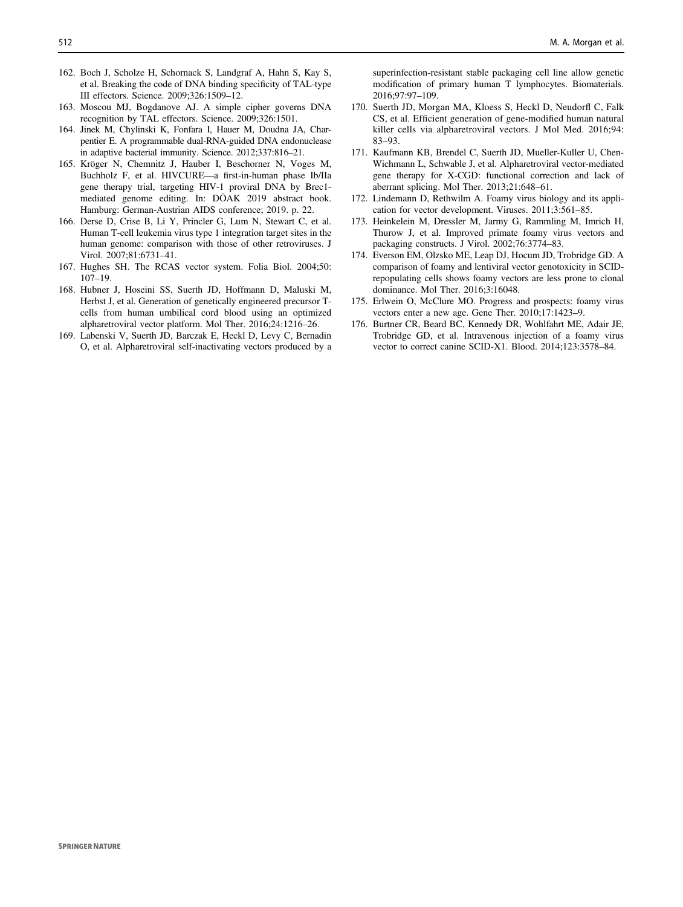162. Boch J, Scholze H, Schornack S, Landgraf A, Hahn S, Kay S, et al. Breaking the code of DNA binding specificity of TAL-type III effectors. Science. 2009;326:1509–12.
163. Moscou MJ, Bogdanove AJ. A simple cipher governs DNA recognition by TAL effectors. Science. 2009;326:1501.
164. Jinek M, Chylinski K, Fonfara I, Hauer M, Doudna JA, Charpentier E. A programmable dual-RNA-guided DNA endonuclease in adaptive bacterial immunity. Science. 2012;337:816–21.
165. Kröger N, Chemnitz J, Hauber I, Beschorner N, Voges M, Buchholz F, et al. HIVCURE—a first-in-human phase Ib/IIa gene therapy trial, targeting HIV-1 proviral DNA by Brec1-mediated genome editing. In: DÖAK 2019 abstract book. Hamburg: German-Austrian AIDS conference; 2019. p. 22.
166. Derse D, Crise B, Li Y, Princler G, Lum N, Stewart C, et al. Human T-cell leukemia virus type 1 integration target sites in the human genome: comparison with those of other retroviruses. J Virol. 2007;81:6731–41.
167. Hughes SH. The RCAS vector system. Folia Biol. 2004;50: 107–19.
168. Hubner J, Hoseini SS, Suerth JD, Hoffmann D, Maluski M, Herbst J, et al. Generation of genetically engineered precursor T-cells from human umbilical cord blood using an optimized alpharetroviral vector platform. Mol Ther. 2016;24:1216–26.
169. Labenski V, Suerth JD, Barczak E, Heckl D, Levy C, Bernadin O, et al. Alpharetroviral self-inactivating vectors produced by a superinfection-resistant stable packaging cell line allow genetic modification of primary human T lymphocytes. Biomaterials. 2016;97:97–109.
170. Suerth JD, Morgan MA, Kloess S, Heckl D, Neudorfl C, Falk CS, et al. Efficient generation of gene-modified human natural killer cells via alpharetroviral vectors. J Mol Med. 2016;94: 83–93.
171. Kaufmann KB, Brendel C, Suerth JD, Mueller-Kuller U, Chen-Wichmann L, Schwable J, et al. Alpharetroviral vector-mediated gene therapy for X-CGD: functional correction and lack of aberrant splicing. Mol Ther. 2013;21:648–61.
172. Lindemann D, Rethwilm A. Foamy virus biology and its application for vector development. Viruses. 2011;3:561–85.
173. Heinkelein M, Dressler M, Jarmy G, Rammling M, Imrich H, Thurow J, et al. Improved primate foamy virus vectors and packaging constructs. J Virol. 2002;76:3774–83.
174. Everson EM, Olzsko ME, Leap DJ, Hocum JD, Trobridge GD. A comparison of foamy and lentiviral vector genotoxicity in SCID-repopulating cells shows foamy vectors are less prone to clonal dominance. Mol Ther. 2016;3:16048.
175. Erlwein O, McClure MO. Progress and prospects: foamy virus vectors enter a new age. Gene Ther. 2010;17:1423–9.
176. Burtner CR, Beard BC, Kennedy DR, Wohlfahrt ME, Adair JE, Trobridge GD, et al. Intravenous injection of a foamy virus vector to correct canine SCID-X1. Blood. 2014;123:3578–84.